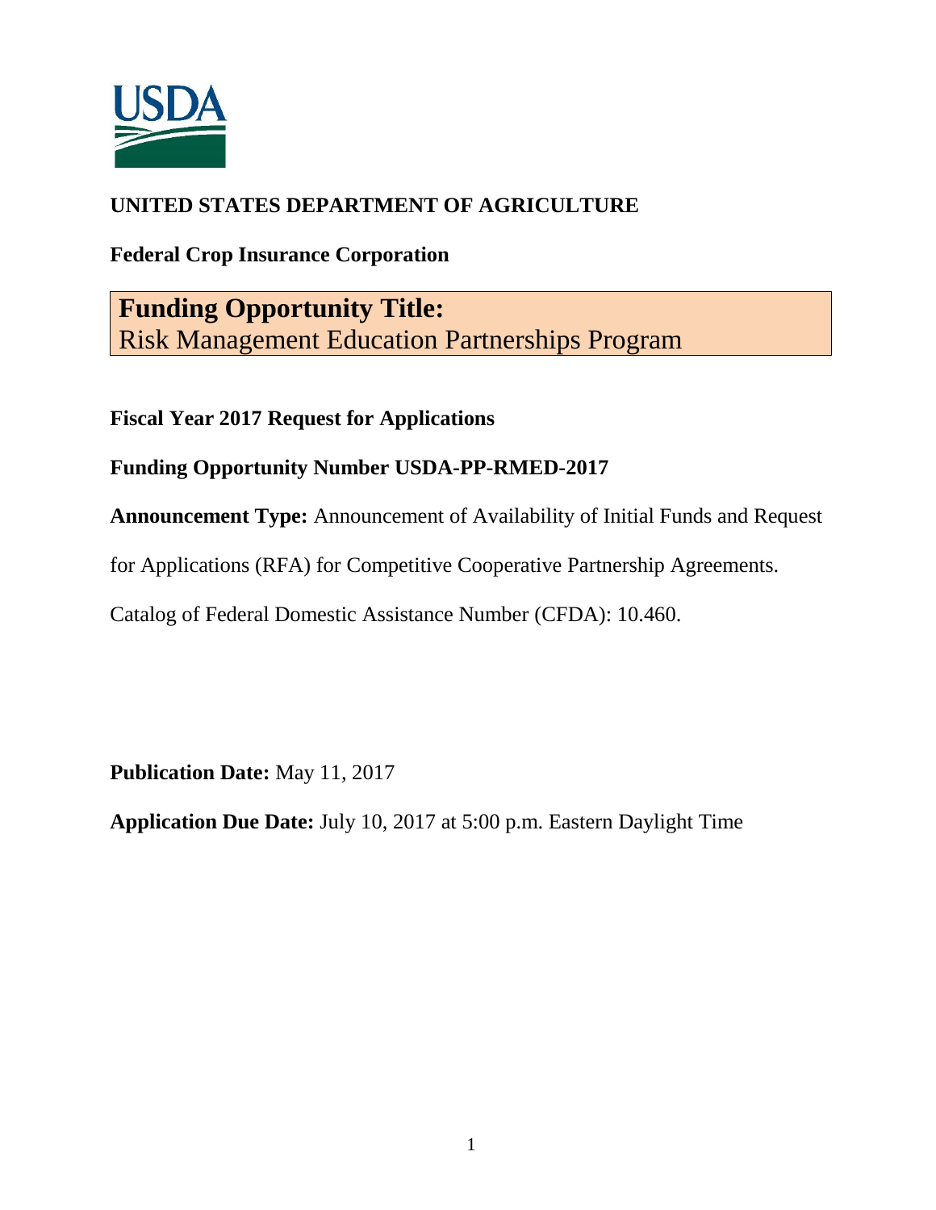**UNITED STATES DEPARTMENT OF AGRICULTURE**

**Federal Crop Insurance Corporation**

# Funding Opportunity Title:
Risk Management Education Partnerships Program

**Fiscal Year 2017 Request for Applications**

**Funding Opportunity Number USDA-PP-RMED-2017**

**Announcement Type:** Announcement of Availability of Initial Funds and Request for Applications (RFA) for Competitive Cooperative Partnership Agreements.

Catalog of Federal Domestic Assistance Number (CFDA): 10.460.

**Publication Date:** May 11, 2017

**Application Due Date:** July 10, 2017 at 5:00 p.m. Eastern Daylight Time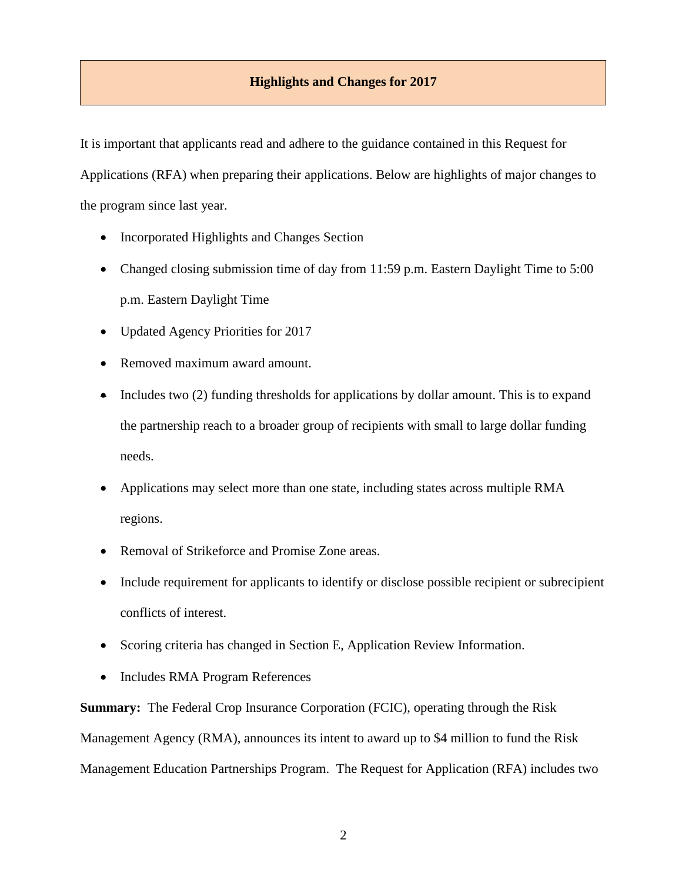## Highlights and Changes for 2017

It is important that applicants read and adhere to the guidance contained in this Request for Applications (RFA) when preparing their applications. Below are highlights of major changes to the program since last year.

- Incorporated Highlights and Changes Section
- Changed closing submission time of day from 11:59 p.m. Eastern Daylight Time to 5:00 p.m. Eastern Daylight Time
- Updated Agency Priorities for 2017
- Removed maximum award amount.
- Includes two (2) funding thresholds for applications by dollar amount. This is to expand the partnership reach to a broader group of recipients with small to large dollar funding needs.
- Applications may select more than one state, including states across multiple RMA regions.
- Removal of Strikeforce and Promise Zone areas.
- Include requirement for applicants to identify or disclose possible recipient or subrecipient conflicts of interest.
- Scoring criteria has changed in Section E, Application Review Information.
- Includes RMA Program References

**Summary:** The Federal Crop Insurance Corporation (FCIC), operating through the Risk Management Agency (RMA), announces its intent to award up to $4 million to fund the Risk Management Education Partnerships Program. The Request for Application (RFA) includes two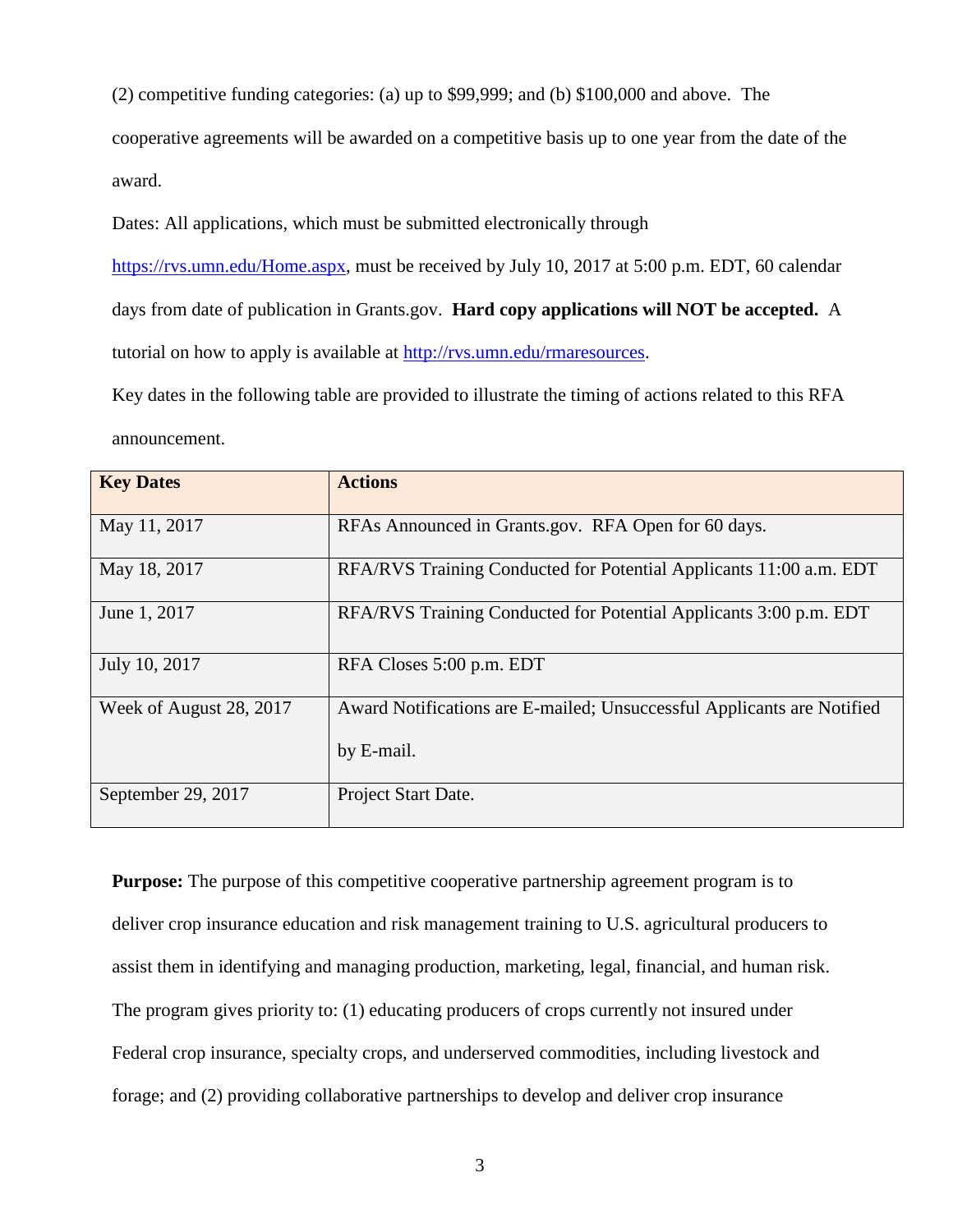(2) competitive funding categories: (a) up to $99,999; and (b) $100,000 and above. The cooperative agreements will be awarded on a competitive basis up to one year from the date of the award.

Dates: All applications, which must be submitted electronically through [https://rvs.umn.edu/Home.aspx](https://rvs.umn.edu/Home.aspx), must be received by July 10, 2017 at 5:00 p.m. EDT, 60 calendar days from date of publication in Grants.gov. **Hard copy applications will NOT be accepted.** A tutorial on how to apply is available at [http://rvs.umn.edu/rmaresources](http://rvs.umn.edu/rmaresources).

Key dates in the following table are provided to illustrate the timing of actions related to this RFA announcement.

| Key Dates | Actions |
|---|---|
| May 11, 2017 | RFAs Announced in Grants.gov. RFA Open for 60 days. |
| May 18, 2017 | RFA/RVS Training Conducted for Potential Applicants 11:00 a.m. EDT |
| June 1, 2017 | RFA/RVS Training Conducted for Potential Applicants 3:00 p.m. EDT |
| July 10, 2017 | RFA Closes 5:00 p.m. EDT |
| Week of August 28, 2017 | Award Notifications are E-mailed; Unsuccessful Applicants are Notified by E-mail. |
| September 29, 2017 | Project Start Date. |

**Purpose:** The purpose of this competitive cooperative partnership agreement program is to deliver crop insurance education and risk management training to U.S. agricultural producers to assist them in identifying and managing production, marketing, legal, financial, and human risk. The program gives priority to: (1) educating producers of crops currently not insured under Federal crop insurance, specialty crops, and underserved commodities, including livestock and forage; and (2) providing collaborative partnerships to develop and deliver crop insurance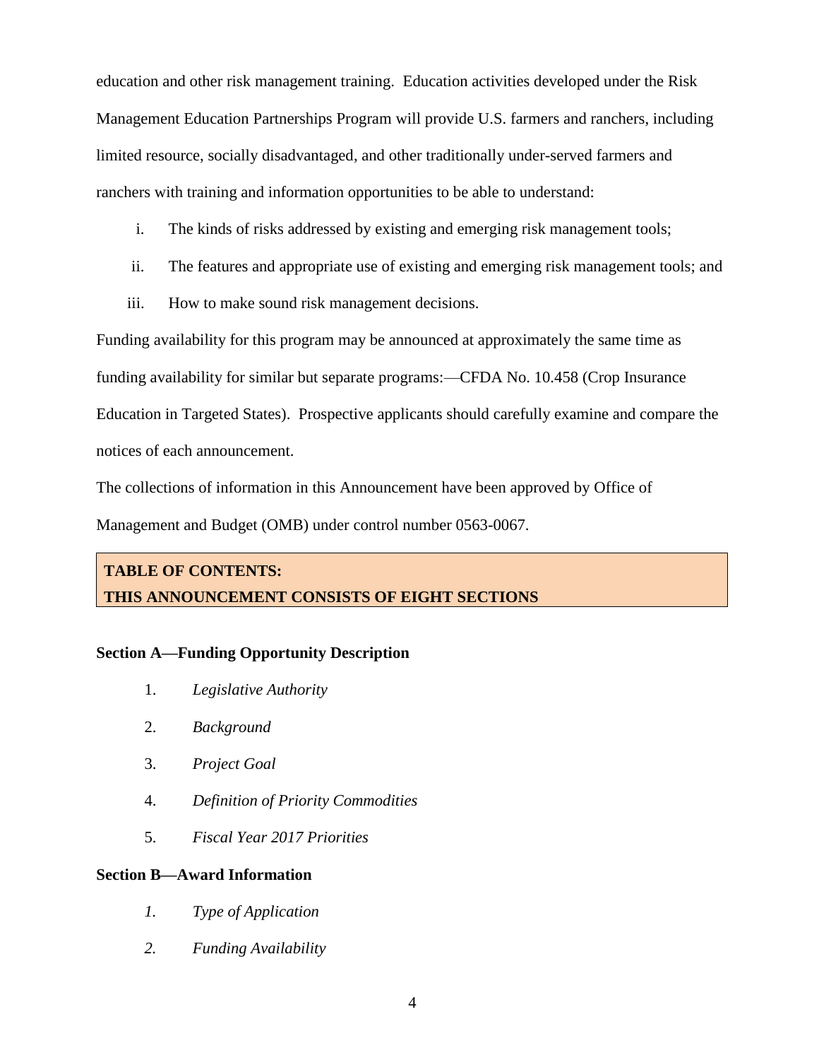education and other risk management training. Education activities developed under the Risk Management Education Partnerships Program will provide U.S. farmers and ranchers, including limited resource, socially disadvantaged, and other traditionally under-served farmers and ranchers with training and information opportunities to be able to understand:

i. The kinds of risks addressed by existing and emerging risk management tools;

ii. The features and appropriate use of existing and emerging risk management tools; and

iii. How to make sound risk management decisions.

Funding availability for this program may be announced at approximately the same time as funding availability for similar but separate programs:—CFDA No. 10.458 (Crop Insurance Education in Targeted States). Prospective applicants should carefully examine and compare the notices of each announcement.

The collections of information in this Announcement have been approved by Office of Management and Budget (OMB) under control number 0563-0067.

**TABLE OF CONTENTS:**
**THIS ANNOUNCEMENT CONSISTS OF EIGHT SECTIONS**

**Section A—Funding Opportunity Description**

1. *Legislative Authority*
2. *Background*
3. *Project Goal*
4. *Definition of Priority Commodities*
5. *Fiscal Year 2017 Priorities*

**Section B—Award Information**

*1. Type of Application*

*2. Funding Availability*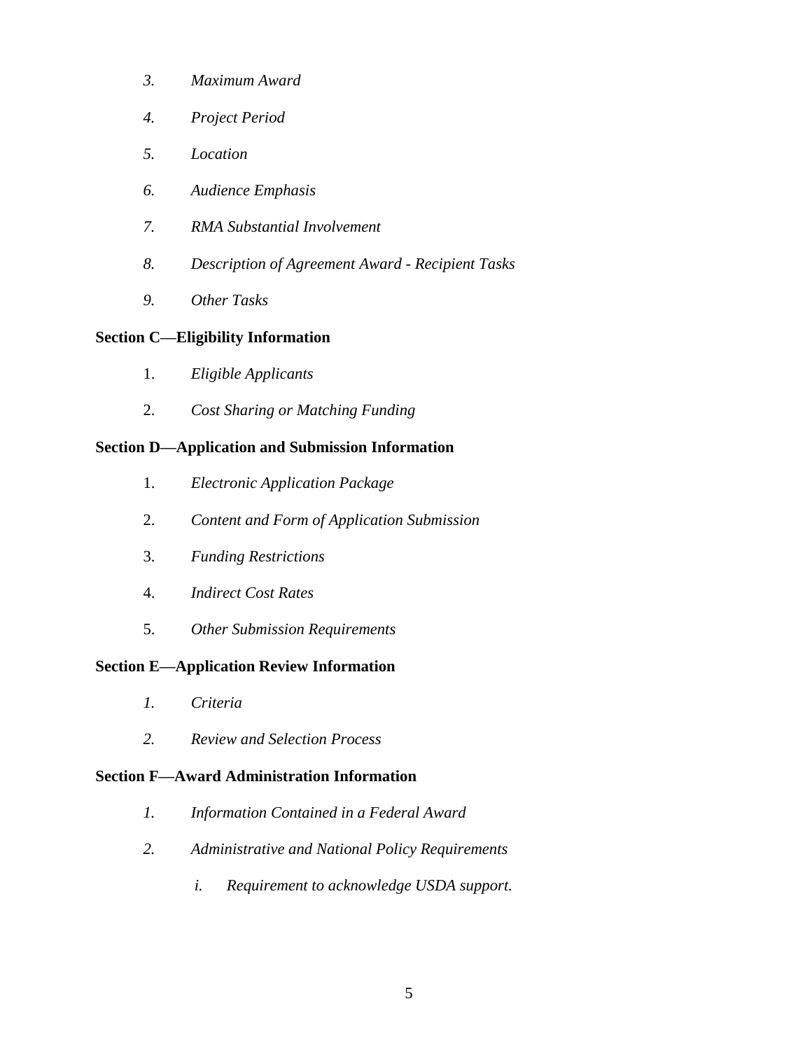3. *Maximum Award*

4. *Project Period*

5. *Location*

6. *Audience Emphasis*

7. *RMA Substantial Involvement*

8. *Description of Agreement Award - Recipient Tasks*

9. *Other Tasks*

**Section C—Eligibility Information**

1. *Eligible Applicants*

2. *Cost Sharing or Matching Funding*

**Section D—Application and Submission Information**

1. *Electronic Application Package*

2. *Content and Form of Application Submission*

3. *Funding Restrictions*

4. *Indirect Cost Rates*

5. *Other Submission Requirements*

**Section E—Application Review Information**

1. *Criteria*

2. *Review and Selection Process*

**Section F—Award Administration Information**

1. *Information Contained in a Federal Award*

2. *Administrative and National Policy Requirements*

   i. *Requirement to acknowledge USDA support.*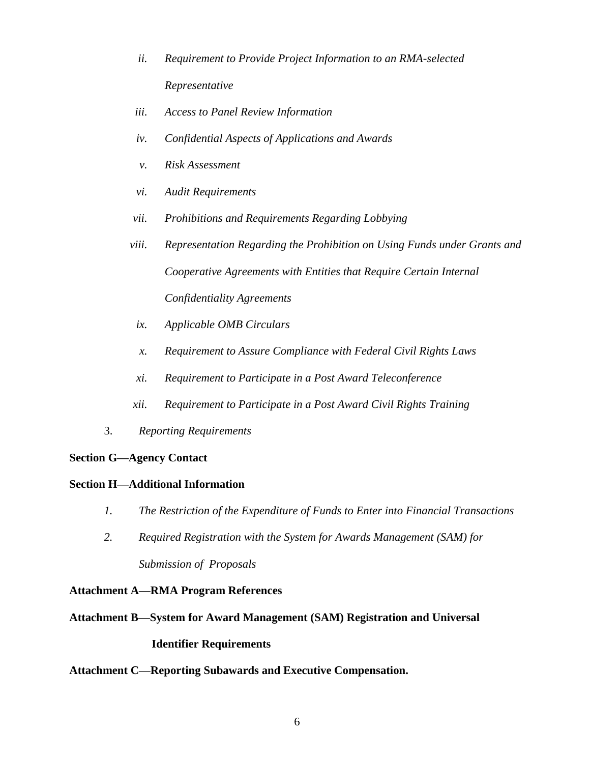ii. *Requirement to Provide Project Information to an RMA-selected Representative*

iii. *Access to Panel Review Information*

iv. *Confidential Aspects of Applications and Awards*

v. *Risk Assessment*

vi. *Audit Requirements*

vii. *Prohibitions and Requirements Regarding Lobbying*

viii. *Representation Regarding the Prohibition on Using Funds under Grants and Cooperative Agreements with Entities that Require Certain Internal Confidentiality Agreements*

ix. *Applicable OMB Circulars*

x. *Requirement to Assure Compliance with Federal Civil Rights Laws*

xi. *Requirement to Participate in a Post Award Teleconference*

xii. *Requirement to Participate in a Post Award Civil Rights Training*

3. *Reporting Requirements*

**Section G—Agency Contact**

**Section H—Additional Information**

1. *The Restriction of the Expenditure of Funds to Enter into Financial Transactions*
2. *Required Registration with the System for Awards Management (SAM) for Submission of Proposals*

**Attachment A—RMA Program References**

**Attachment B—System for Award Management (SAM) Registration and Universal Identifier Requirements**

**Attachment C—Reporting Subawards and Executive Compensation.**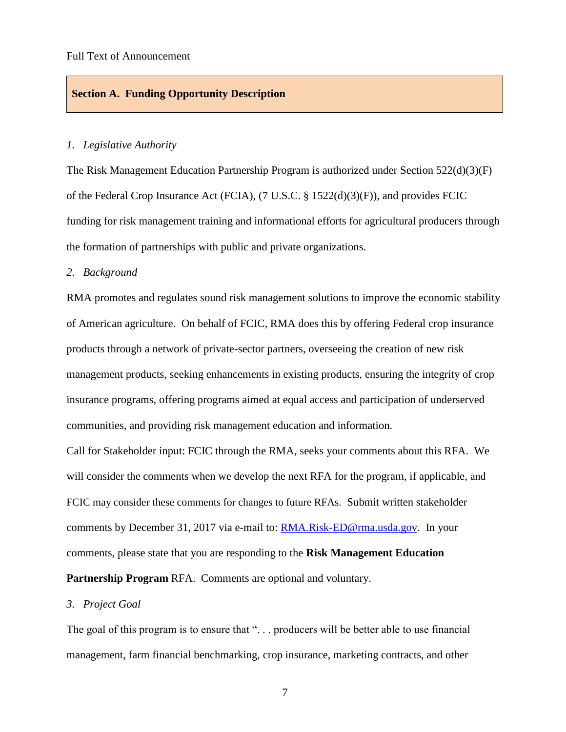Full Text of Announcement

## Section A. Funding Opportunity Description

*1. Legislative Authority*

The Risk Management Education Partnership Program is authorized under Section 522(d)(3)(F) of the Federal Crop Insurance Act (FCIA), (7 U.S.C. § 1522(d)(3)(F)), and provides FCIC funding for risk management training and informational efforts for agricultural producers through the formation of partnerships with public and private organizations.

*2. Background*

RMA promotes and regulates sound risk management solutions to improve the economic stability of American agriculture. On behalf of FCIC, RMA does this by offering Federal crop insurance products through a network of private-sector partners, overseeing the creation of new risk management products, seeking enhancements in existing products, ensuring the integrity of crop insurance programs, offering programs aimed at equal access and participation of underserved communities, and providing risk management education and information.

Call for Stakeholder input: FCIC through the RMA, seeks your comments about this RFA. We will consider the comments when we develop the next RFA for the program, if applicable, and FCIC may consider these comments for changes to future RFAs. Submit written stakeholder comments by December 31, 2017 via e-mail to: RMA.Risk-ED@rma.usda.gov. In your comments, please state that you are responding to the **Risk Management Education Partnership Program** RFA. Comments are optional and voluntary.

*3. Project Goal*

The goal of this program is to ensure that ". . . producers will be better able to use financial management, farm financial benchmarking, crop insurance, marketing contracts, and other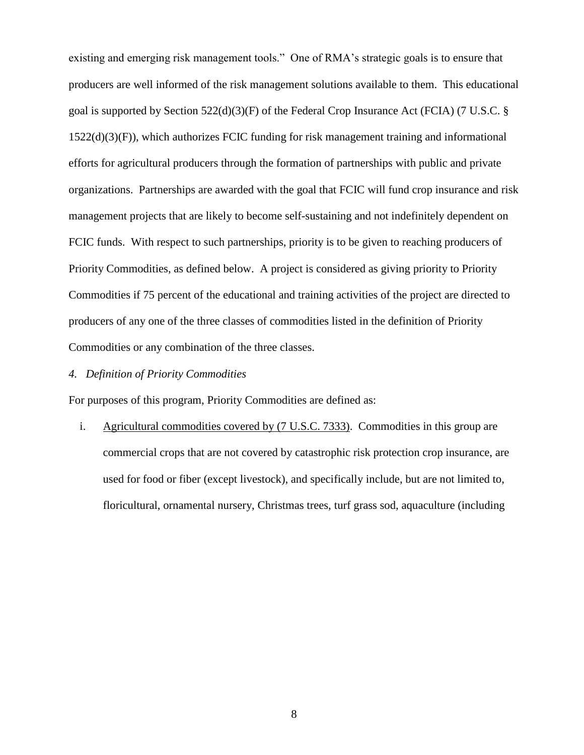existing and emerging risk management tools." One of RMA's strategic goals is to ensure that producers are well informed of the risk management solutions available to them. This educational goal is supported by Section 522(d)(3)(F) of the Federal Crop Insurance Act (FCIA) (7 U.S.C. § 1522(d)(3)(F)), which authorizes FCIC funding for risk management training and informational efforts for agricultural producers through the formation of partnerships with public and private organizations. Partnerships are awarded with the goal that FCIC will fund crop insurance and risk management projects that are likely to become self-sustaining and not indefinitely dependent on FCIC funds. With respect to such partnerships, priority is to be given to reaching producers of Priority Commodities, as defined below. A project is considered as giving priority to Priority Commodities if 75 percent of the educational and training activities of the project are directed to producers of any one of the three classes of commodities listed in the definition of Priority Commodities or any combination of the three classes.

*4. Definition of Priority Commodities*

For purposes of this program, Priority Commodities are defined as:

i. <u>Agricultural commodities covered by (7 U.S.C. 7333)</u>. Commodities in this group are commercial crops that are not covered by catastrophic risk protection crop insurance, are used for food or fiber (except livestock), and specifically include, but are not limited to, floricultural, ornamental nursery, Christmas trees, turf grass sod, aquaculture (including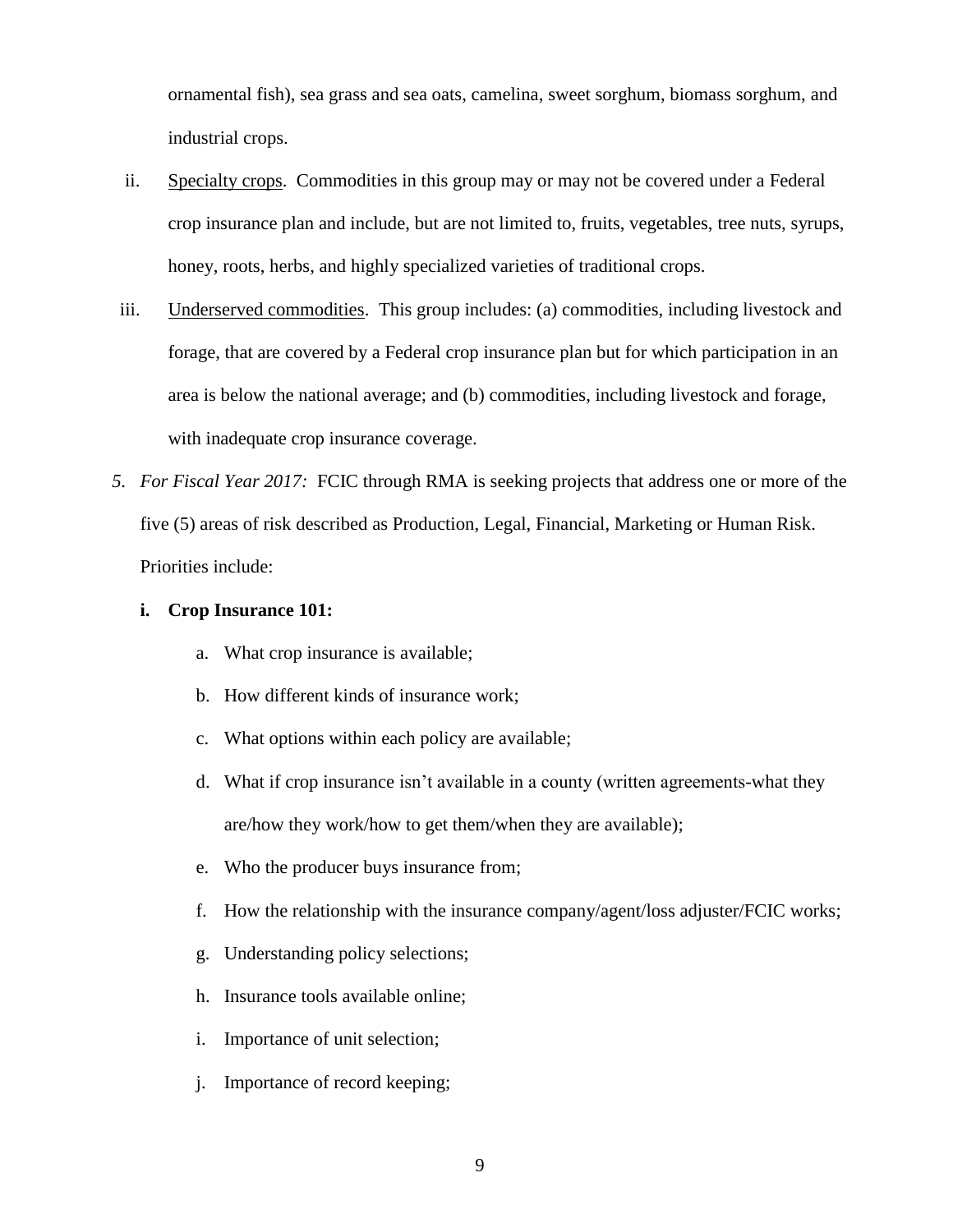ornamental fish), sea grass and sea oats, camelina, sweet sorghum, biomass sorghum, and industrial crops.

ii. Specialty crops. Commodities in this group may or may not be covered under a Federal crop insurance plan and include, but are not limited to, fruits, vegetables, tree nuts, syrups, honey, roots, herbs, and highly specialized varieties of traditional crops.

iii. Underserved commodities. This group includes: (a) commodities, including livestock and forage, that are covered by a Federal crop insurance plan but for which participation in an area is below the national average; and (b) commodities, including livestock and forage, with inadequate crop insurance coverage.

5. *For Fiscal Year 2017:* FCIC through RMA is seeking projects that address one or more of the five (5) areas of risk described as Production, Legal, Financial, Marketing or Human Risk. Priorities include:

   **i. Crop Insurance 101:**

   a. What crop insurance is available;
   b. How different kinds of insurance work;
   c. What options within each policy are available;
   d. What if crop insurance isn't available in a county (written agreements-what they are/how they work/how to get them/when they are available);
   e. Who the producer buys insurance from;
   f. How the relationship with the insurance company/agent/loss adjuster/FCIC works;
   g. Understanding policy selections;
   h. Insurance tools available online;
   i. Importance of unit selection;
   j. Importance of record keeping;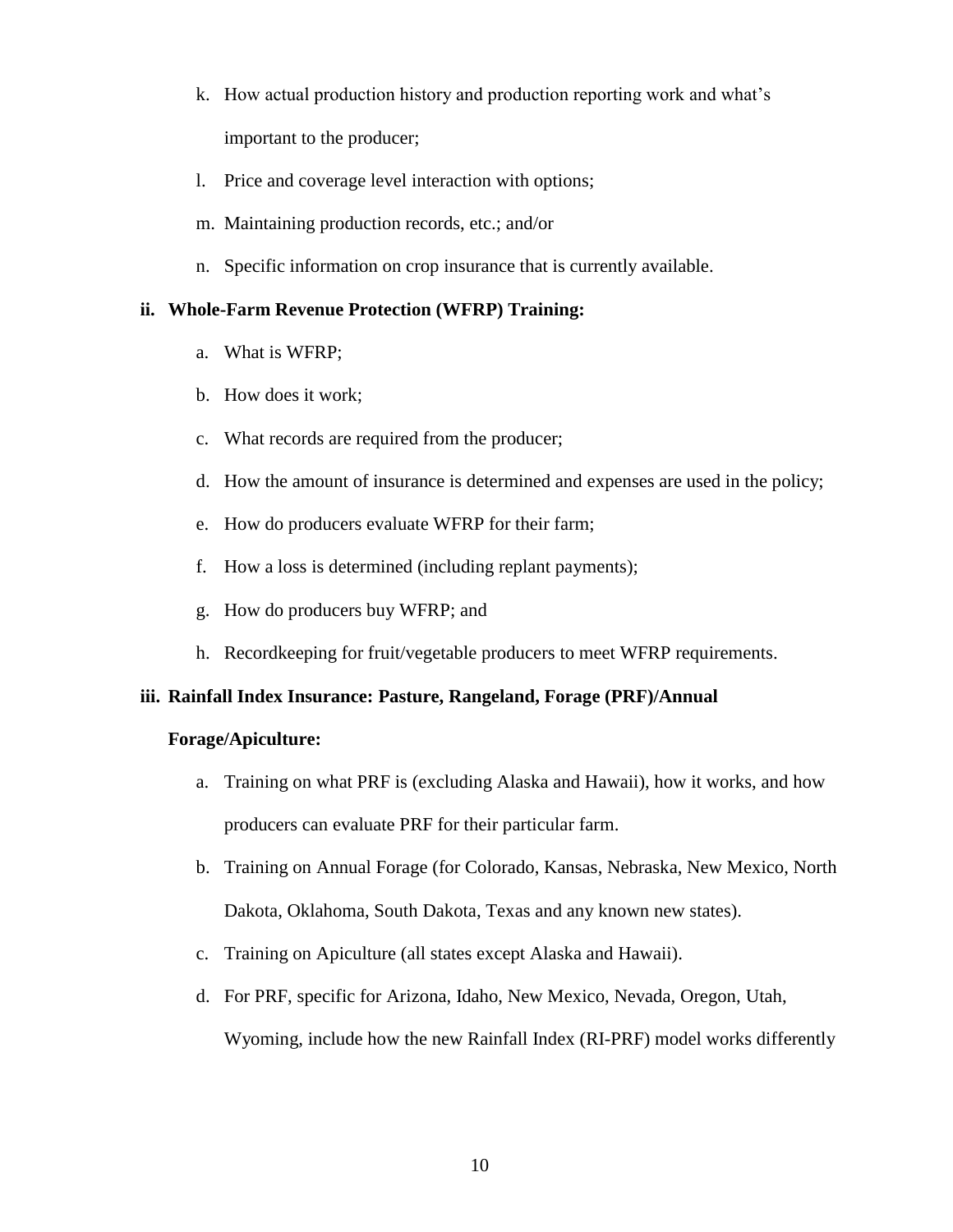k. How actual production history and production reporting work and what's important to the producer;

l. Price and coverage level interaction with options;

m. Maintaining production records, etc.; and/or

n. Specific information on crop insurance that is currently available.

**ii. Whole-Farm Revenue Protection (WFRP) Training:**

a. What is WFRP;

b. How does it work;

c. What records are required from the producer;

d. How the amount of insurance is determined and expenses are used in the policy;

e. How do producers evaluate WFRP for their farm;

f. How a loss is determined (including replant payments);

g. How do producers buy WFRP; and

h. Recordkeeping for fruit/vegetable producers to meet WFRP requirements.

**iii. Rainfall Index Insurance: Pasture, Rangeland, Forage (PRF)/Annual Forage/Apiculture:**

a. Training on what PRF is (excluding Alaska and Hawaii), how it works, and how producers can evaluate PRF for their particular farm.

b. Training on Annual Forage (for Colorado, Kansas, Nebraska, New Mexico, North Dakota, Oklahoma, South Dakota, Texas and any known new states).

c. Training on Apiculture (all states except Alaska and Hawaii).

d. For PRF, specific for Arizona, Idaho, New Mexico, Nevada, Oregon, Utah, Wyoming, include how the new Rainfall Index (RI-PRF) model works differently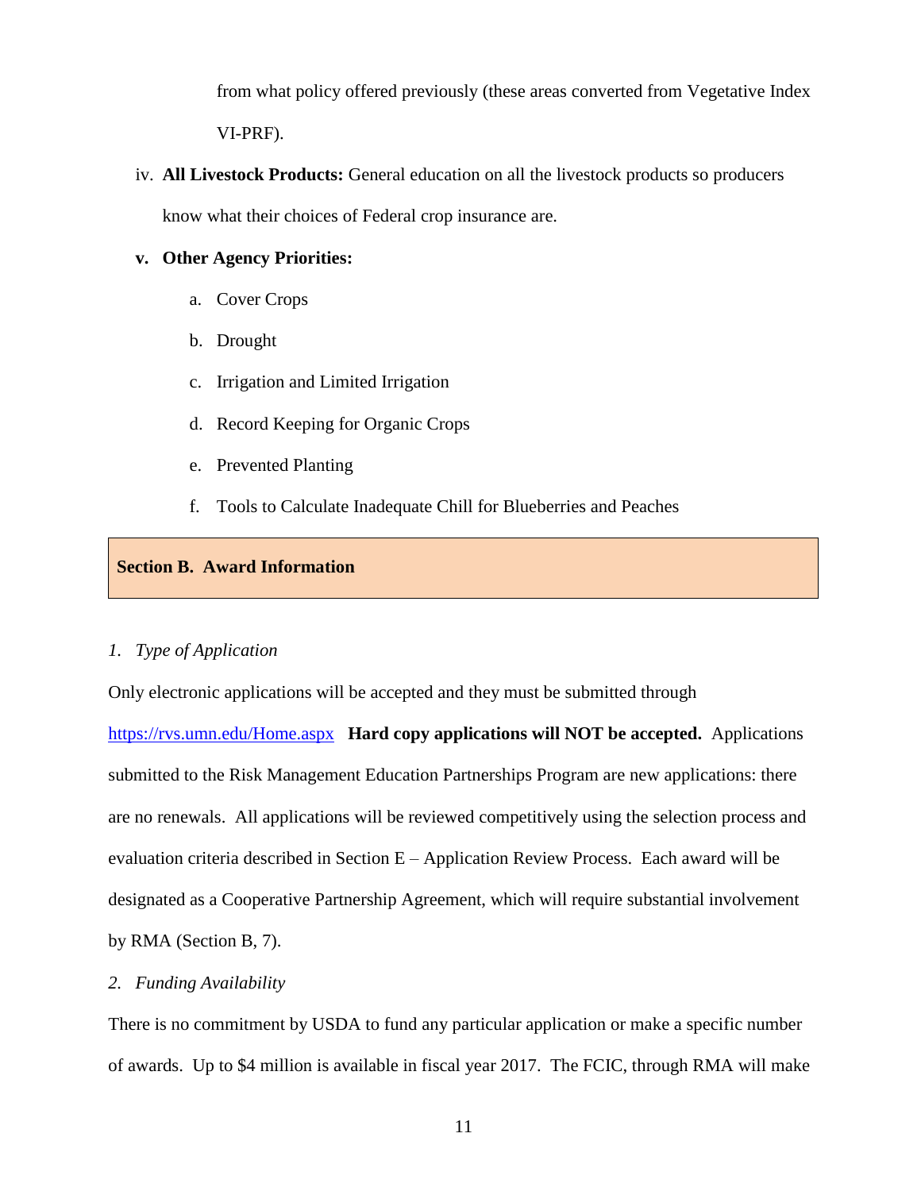from what policy offered previously (these areas converted from Vegetative Index VI-PRF).

iv. **All Livestock Products:** General education on all the livestock products so producers know what their choices of Federal crop insurance are.

**v. Other Agency Priorities:**

a. Cover Crops

b. Drought

c. Irrigation and Limited Irrigation

d. Record Keeping for Organic Crops

e. Prevented Planting

f. Tools to Calculate Inadequate Chill for Blueberries and Peaches

## Section B. Award Information

### *1. Type of Application*

Only electronic applications will be accepted and they must be submitted through [https://rvs.umn.edu/Home.aspx](https://rvs.umn.edu/Home.aspx) **Hard copy applications will NOT be accepted.** Applications submitted to the Risk Management Education Partnerships Program are new applications: there are no renewals. All applications will be reviewed competitively using the selection process and evaluation criteria described in Section E – Application Review Process. Each award will be designated as a Cooperative Partnership Agreement, which will require substantial involvement by RMA (Section B, 7).

### *2. Funding Availability*

There is no commitment by USDA to fund any particular application or make a specific number of awards. Up to $4 million is available in fiscal year 2017. The FCIC, through RMA will make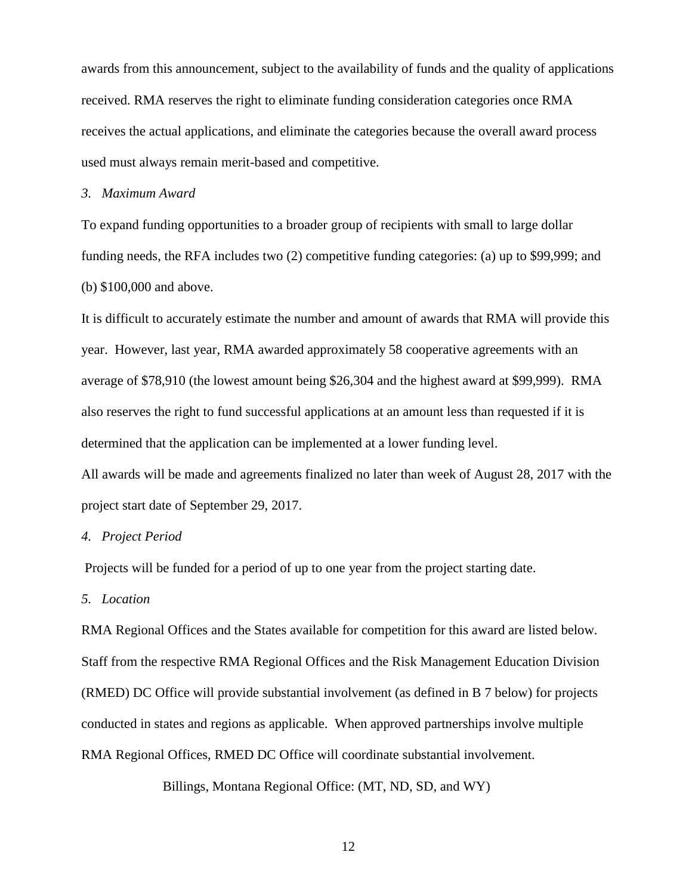awards from this announcement, subject to the availability of funds and the quality of applications received. RMA reserves the right to eliminate funding consideration categories once RMA receives the actual applications, and eliminate the categories because the overall award process used must always remain merit-based and competitive.

*3. Maximum Award*

To expand funding opportunities to a broader group of recipients with small to large dollar funding needs, the RFA includes two (2) competitive funding categories: (a) up to $99,999; and (b) $100,000 and above.

It is difficult to accurately estimate the number and amount of awards that RMA will provide this year. However, last year, RMA awarded approximately 58 cooperative agreements with an average of $78,910 (the lowest amount being $26,304 and the highest award at $99,999). RMA also reserves the right to fund successful applications at an amount less than requested if it is determined that the application can be implemented at a lower funding level.

All awards will be made and agreements finalized no later than week of August 28, 2017 with the project start date of September 29, 2017.

*4. Project Period*

Projects will be funded for a period of up to one year from the project starting date.

*5. Location*

RMA Regional Offices and the States available for competition for this award are listed below. Staff from the respective RMA Regional Offices and the Risk Management Education Division (RMED) DC Office will provide substantial involvement (as defined in B 7 below) for projects conducted in states and regions as applicable. When approved partnerships involve multiple RMA Regional Offices, RMED DC Office will coordinate substantial involvement.

Billings, Montana Regional Office: (MT, ND, SD, and WY)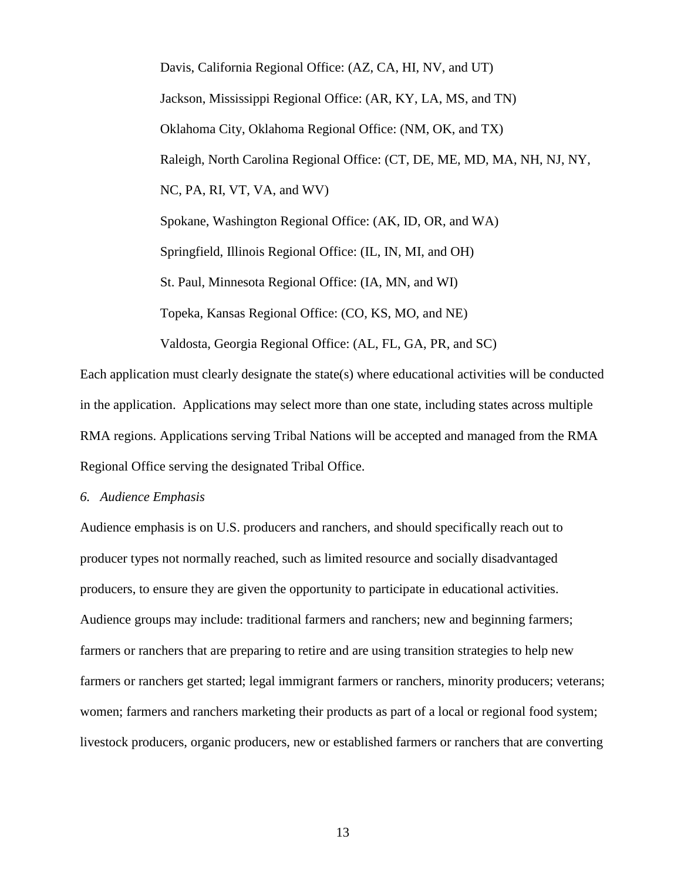Davis, California Regional Office: (AZ, CA, HI, NV, and UT)

Jackson, Mississippi Regional Office: (AR, KY, LA, MS, and TN)

Oklahoma City, Oklahoma Regional Office: (NM, OK, and TX)

Raleigh, North Carolina Regional Office: (CT, DE, ME, MD, MA, NH, NJ, NY, NC, PA, RI, VT, VA, and WV)

Spokane, Washington Regional Office: (AK, ID, OR, and WA)

Springfield, Illinois Regional Office: (IL, IN, MI, and OH)

St. Paul, Minnesota Regional Office: (IA, MN, and WI)

Topeka, Kansas Regional Office: (CO, KS, MO, and NE)

Valdosta, Georgia Regional Office: (AL, FL, GA, PR, and SC)

Each application must clearly designate the state(s) where educational activities will be conducted in the application. Applications may select more than one state, including states across multiple RMA regions. Applications serving Tribal Nations will be accepted and managed from the RMA Regional Office serving the designated Tribal Office.

*6. Audience Emphasis*

Audience emphasis is on U.S. producers and ranchers, and should specifically reach out to producer types not normally reached, such as limited resource and socially disadvantaged producers, to ensure they are given the opportunity to participate in educational activities. Audience groups may include: traditional farmers and ranchers; new and beginning farmers; farmers or ranchers that are preparing to retire and are using transition strategies to help new farmers or ranchers get started; legal immigrant farmers or ranchers, minority producers; veterans; women; farmers and ranchers marketing their products as part of a local or regional food system; livestock producers, organic producers, new or established farmers or ranchers that are converting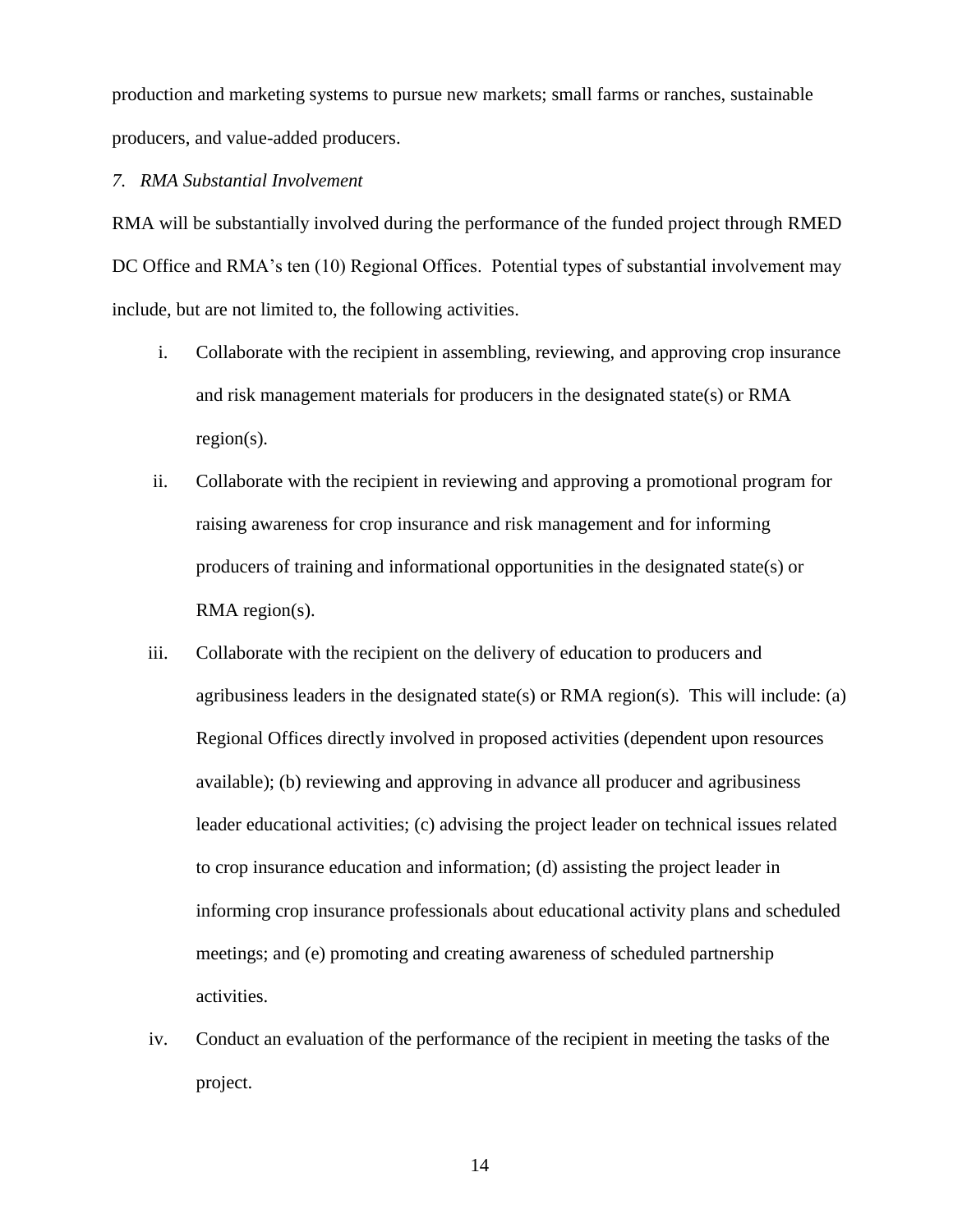production and marketing systems to pursue new markets; small farms or ranches, sustainable producers, and value-added producers.

*7. RMA Substantial Involvement*

RMA will be substantially involved during the performance of the funded project through RMED DC Office and RMA's ten (10) Regional Offices. Potential types of substantial involvement may include, but are not limited to, the following activities.

i. Collaborate with the recipient in assembling, reviewing, and approving crop insurance and risk management materials for producers in the designated state(s) or RMA region(s).

ii. Collaborate with the recipient in reviewing and approving a promotional program for raising awareness for crop insurance and risk management and for informing producers of training and informational opportunities in the designated state(s) or RMA region(s).

iii. Collaborate with the recipient on the delivery of education to producers and agribusiness leaders in the designated state(s) or RMA region(s). This will include: (a) Regional Offices directly involved in proposed activities (dependent upon resources available); (b) reviewing and approving in advance all producer and agribusiness leader educational activities; (c) advising the project leader on technical issues related to crop insurance education and information; (d) assisting the project leader in informing crop insurance professionals about educational activity plans and scheduled meetings; and (e) promoting and creating awareness of scheduled partnership activities.

iv. Conduct an evaluation of the performance of the recipient in meeting the tasks of the project.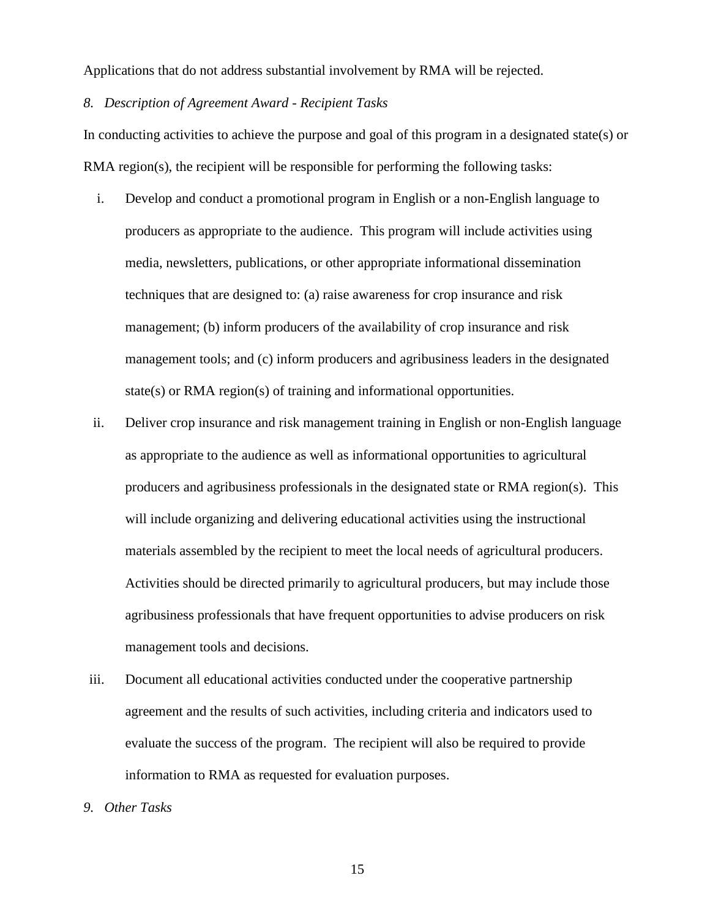Applications that do not address substantial involvement by RMA will be rejected.

*8. Description of Agreement Award - Recipient Tasks*

In conducting activities to achieve the purpose and goal of this program in a designated state(s) or RMA region(s), the recipient will be responsible for performing the following tasks:

i. Develop and conduct a promotional program in English or a non-English language to producers as appropriate to the audience. This program will include activities using media, newsletters, publications, or other appropriate informational dissemination techniques that are designed to: (a) raise awareness for crop insurance and risk management; (b) inform producers of the availability of crop insurance and risk management tools; and (c) inform producers and agribusiness leaders in the designated state(s) or RMA region(s) of training and informational opportunities.

ii. Deliver crop insurance and risk management training in English or non-English language as appropriate to the audience as well as informational opportunities to agricultural producers and agribusiness professionals in the designated state or RMA region(s). This will include organizing and delivering educational activities using the instructional materials assembled by the recipient to meet the local needs of agricultural producers. Activities should be directed primarily to agricultural producers, but may include those agribusiness professionals that have frequent opportunities to advise producers on risk management tools and decisions.

iii. Document all educational activities conducted under the cooperative partnership agreement and the results of such activities, including criteria and indicators used to evaluate the success of the program. The recipient will also be required to provide information to RMA as requested for evaluation purposes.

*9. Other Tasks*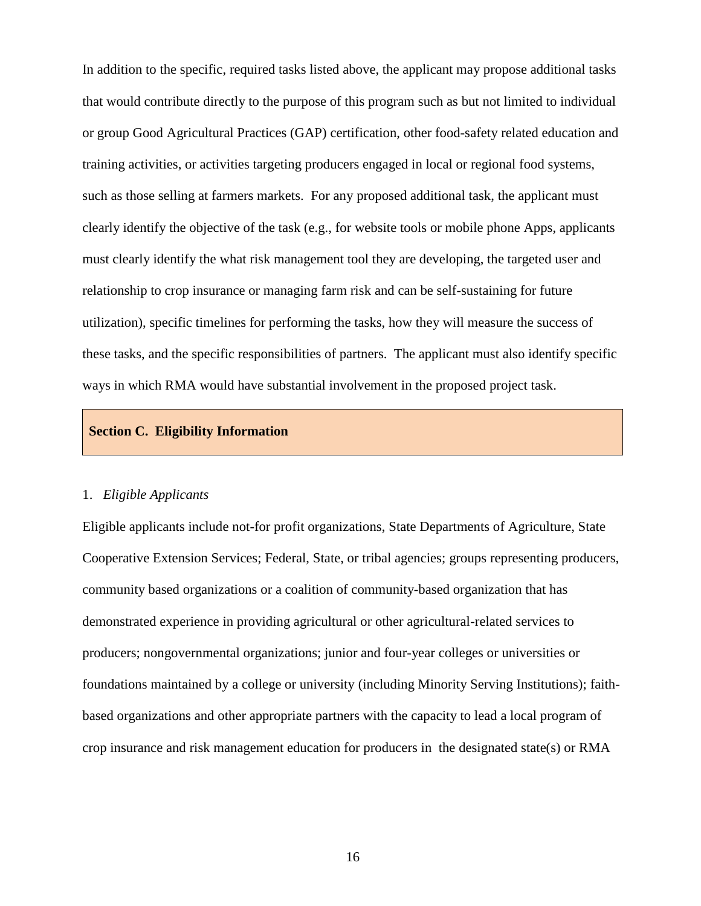In addition to the specific, required tasks listed above, the applicant may propose additional tasks that would contribute directly to the purpose of this program such as but not limited to individual or group Good Agricultural Practices (GAP) certification, other food-safety related education and training activities, or activities targeting producers engaged in local or regional food systems, such as those selling at farmers markets. For any proposed additional task, the applicant must clearly identify the objective of the task (e.g., for website tools or mobile phone Apps, applicants must clearly identify the what risk management tool they are developing, the targeted user and relationship to crop insurance or managing farm risk and can be self-sustaining for future utilization), specific timelines for performing the tasks, how they will measure the success of these tasks, and the specific responsibilities of partners. The applicant must also identify specific ways in which RMA would have substantial involvement in the proposed project task.

## Section C. Eligibility Information

### 1. *Eligible Applicants*

Eligible applicants include not-for profit organizations, State Departments of Agriculture, State Cooperative Extension Services; Federal, State, or tribal agencies; groups representing producers, community based organizations or a coalition of community-based organization that has demonstrated experience in providing agricultural or other agricultural-related services to producers; nongovernmental organizations; junior and four-year colleges or universities or foundations maintained by a college or university (including Minority Serving Institutions); faith-based organizations and other appropriate partners with the capacity to lead a local program of crop insurance and risk management education for producers in the designated state(s) or RMA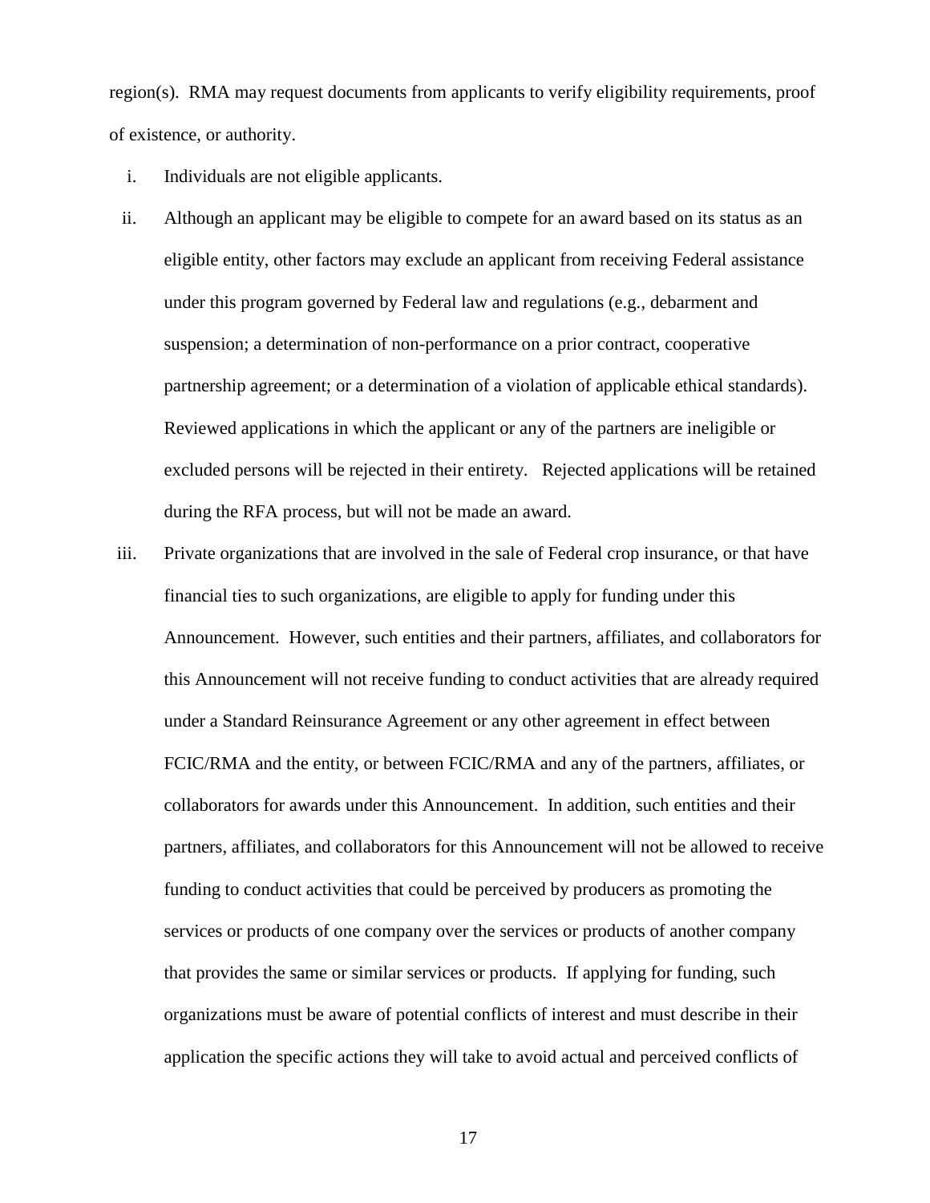region(s). RMA may request documents from applicants to verify eligibility requirements, proof of existence, or authority.

i. Individuals are not eligible applicants.

ii. Although an applicant may be eligible to compete for an award based on its status as an eligible entity, other factors may exclude an applicant from receiving Federal assistance under this program governed by Federal law and regulations (e.g., debarment and suspension; a determination of non-performance on a prior contract, cooperative partnership agreement; or a determination of a violation of applicable ethical standards). Reviewed applications in which the applicant or any of the partners are ineligible or excluded persons will be rejected in their entirety. Rejected applications will be retained during the RFA process, but will not be made an award.

iii. Private organizations that are involved in the sale of Federal crop insurance, or that have financial ties to such organizations, are eligible to apply for funding under this Announcement. However, such entities and their partners, affiliates, and collaborators for this Announcement will not receive funding to conduct activities that are already required under a Standard Reinsurance Agreement or any other agreement in effect between FCIC/RMA and the entity, or between FCIC/RMA and any of the partners, affiliates, or collaborators for awards under this Announcement. In addition, such entities and their partners, affiliates, and collaborators for this Announcement will not be allowed to receive funding to conduct activities that could be perceived by producers as promoting the services or products of one company over the services or products of another company that provides the same or similar services or products. If applying for funding, such organizations must be aware of potential conflicts of interest and must describe in their application the specific actions they will take to avoid actual and perceived conflicts of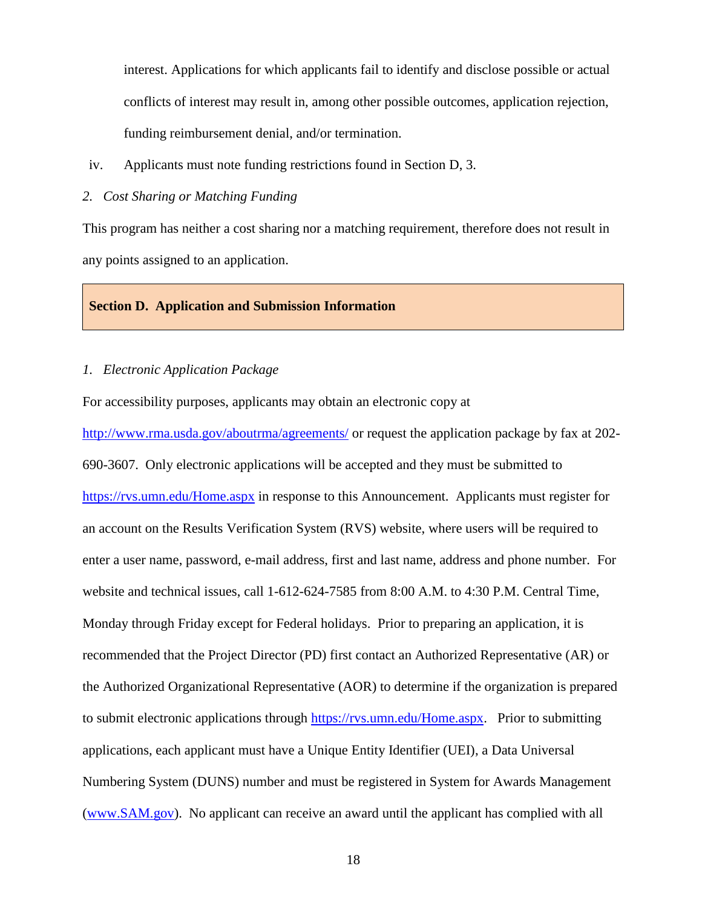interest. Applications for which applicants fail to identify and disclose possible or actual conflicts of interest may result in, among other possible outcomes, application rejection, funding reimbursement denial, and/or termination.

iv. Applicants must note funding restrictions found in Section D, 3.

*2. Cost Sharing or Matching Funding*

This program has neither a cost sharing nor a matching requirement, therefore does not result in any points assigned to an application.

## Section D. Application and Submission Information

*1. Electronic Application Package*

For accessibility purposes, applicants may obtain an electronic copy at http://www.rma.usda.gov/aboutrma/agreements/ or request the application package by fax at 202-690-3607. Only electronic applications will be accepted and they must be submitted to https://rvs.umn.edu/Home.aspx in response to this Announcement. Applicants must register for an account on the Results Verification System (RVS) website, where users will be required to enter a user name, password, e-mail address, first and last name, address and phone number. For website and technical issues, call 1-612-624-7585 from 8:00 A.M. to 4:30 P.M. Central Time, Monday through Friday except for Federal holidays. Prior to preparing an application, it is recommended that the Project Director (PD) first contact an Authorized Representative (AR) or the Authorized Organizational Representative (AOR) to determine if the organization is prepared to submit electronic applications through https://rvs.umn.edu/Home.aspx. Prior to submitting applications, each applicant must have a Unique Entity Identifier (UEI), a Data Universal Numbering System (DUNS) number and must be registered in System for Awards Management (www.SAM.gov). No applicant can receive an award until the applicant has complied with all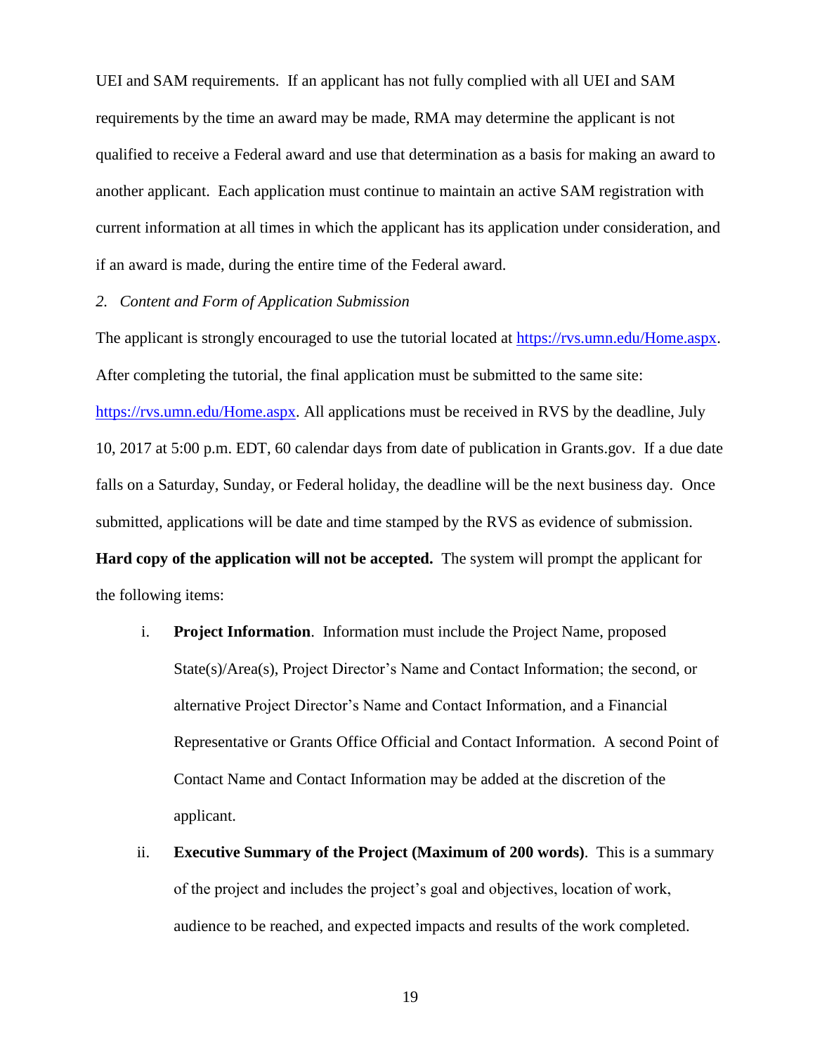UEI and SAM requirements. If an applicant has not fully complied with all UEI and SAM requirements by the time an award may be made, RMA may determine the applicant is not qualified to receive a Federal award and use that determination as a basis for making an award to another applicant. Each application must continue to maintain an active SAM registration with current information at all times in which the applicant has its application under consideration, and if an award is made, during the entire time of the Federal award.

*2. Content and Form of Application Submission*

The applicant is strongly encouraged to use the tutorial located at [https://rvs.umn.edu/Home.aspx](https://rvs.umn.edu/Home.aspx). After completing the tutorial, the final application must be submitted to the same site: [https://rvs.umn.edu/Home.aspx](https://rvs.umn.edu/Home.aspx). All applications must be received in RVS by the deadline, July 10, 2017 at 5:00 p.m. EDT, 60 calendar days from date of publication in Grants.gov. If a due date falls on a Saturday, Sunday, or Federal holiday, the deadline will be the next business day. Once submitted, applications will be date and time stamped by the RVS as evidence of submission. **Hard copy of the application will not be accepted.** The system will prompt the applicant for the following items:

i. **Project Information**. Information must include the Project Name, proposed State(s)/Area(s), Project Director's Name and Contact Information; the second, or alternative Project Director's Name and Contact Information, and a Financial Representative or Grants Office Official and Contact Information. A second Point of Contact Name and Contact Information may be added at the discretion of the applicant.

ii. **Executive Summary of the Project (Maximum of 200 words)**. This is a summary of the project and includes the project's goal and objectives, location of work, audience to be reached, and expected impacts and results of the work completed.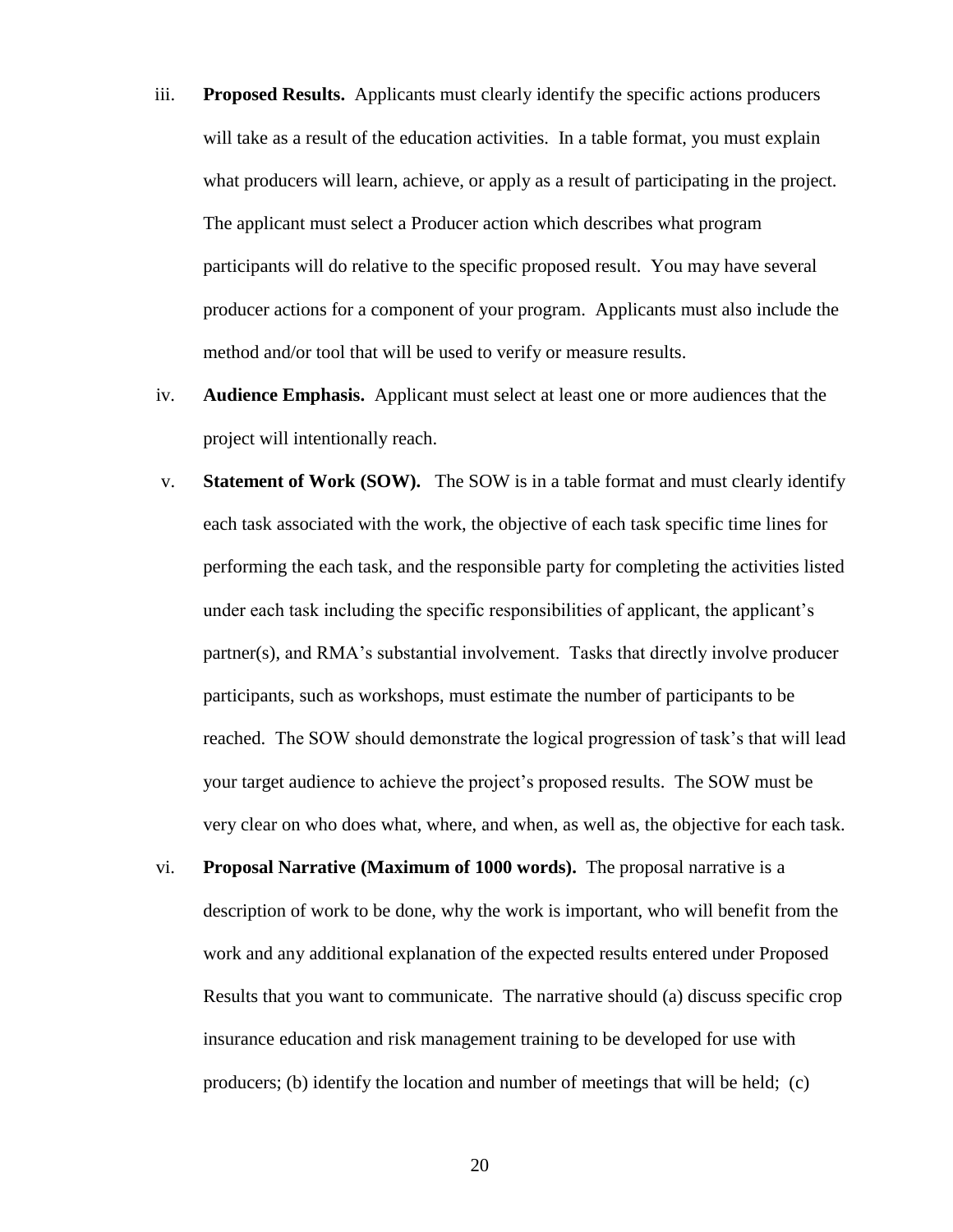iii. **Proposed Results.** Applicants must clearly identify the specific actions producers will take as a result of the education activities. In a table format, you must explain what producers will learn, achieve, or apply as a result of participating in the project. The applicant must select a Producer action which describes what program participants will do relative to the specific proposed result. You may have several producer actions for a component of your program. Applicants must also include the method and/or tool that will be used to verify or measure results.

iv. **Audience Emphasis.** Applicant must select at least one or more audiences that the project will intentionally reach.

v. **Statement of Work (SOW).** The SOW is in a table format and must clearly identify each task associated with the work, the objective of each task specific time lines for performing the each task, and the responsible party for completing the activities listed under each task including the specific responsibilities of applicant, the applicant's partner(s), and RMA's substantial involvement. Tasks that directly involve producer participants, such as workshops, must estimate the number of participants to be reached. The SOW should demonstrate the logical progression of task's that will lead your target audience to achieve the project's proposed results. The SOW must be very clear on who does what, where, and when, as well as, the objective for each task.

vi. **Proposal Narrative (Maximum of 1000 words).** The proposal narrative is a description of work to be done, why the work is important, who will benefit from the work and any additional explanation of the expected results entered under Proposed Results that you want to communicate. The narrative should (a) discuss specific crop insurance education and risk management training to be developed for use with producers; (b) identify the location and number of meetings that will be held; (c)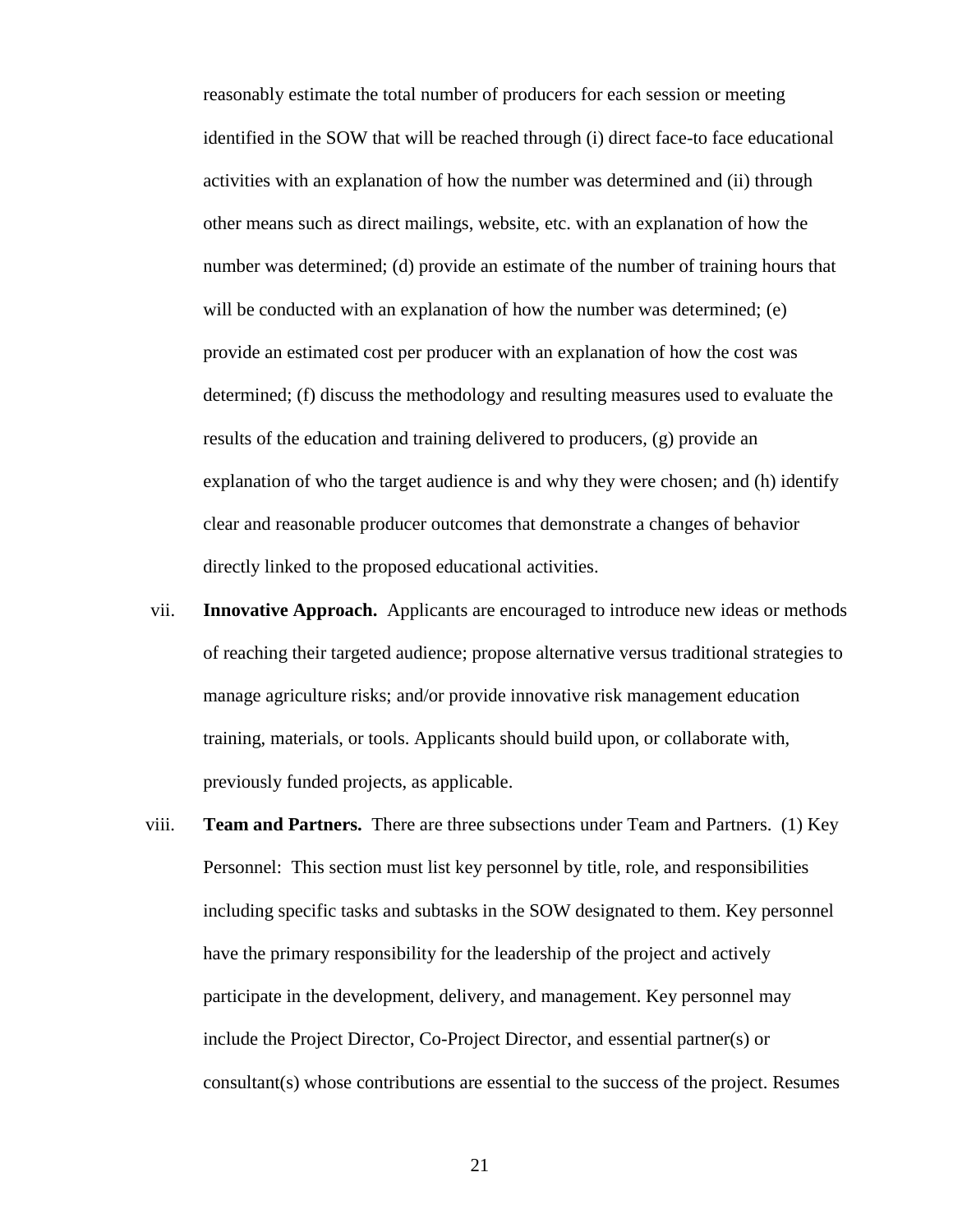reasonably estimate the total number of producers for each session or meeting identified in the SOW that will be reached through (i) direct face-to face educational activities with an explanation of how the number was determined and (ii) through other means such as direct mailings, website, etc. with an explanation of how the number was determined; (d) provide an estimate of the number of training hours that will be conducted with an explanation of how the number was determined; (e) provide an estimated cost per producer with an explanation of how the cost was determined; (f) discuss the methodology and resulting measures used to evaluate the results of the education and training delivered to producers, (g) provide an explanation of who the target audience is and why they were chosen; and (h) identify clear and reasonable producer outcomes that demonstrate a changes of behavior directly linked to the proposed educational activities.

vii. **Innovative Approach.** Applicants are encouraged to introduce new ideas or methods of reaching their targeted audience; propose alternative versus traditional strategies to manage agriculture risks; and/or provide innovative risk management education training, materials, or tools. Applicants should build upon, or collaborate with, previously funded projects, as applicable.

viii. **Team and Partners.** There are three subsections under Team and Partners. (1) Key Personnel: This section must list key personnel by title, role, and responsibilities including specific tasks and subtasks in the SOW designated to them. Key personnel have the primary responsibility for the leadership of the project and actively participate in the development, delivery, and management. Key personnel may include the Project Director, Co-Project Director, and essential partner(s) or consultant(s) whose contributions are essential to the success of the project. Resumes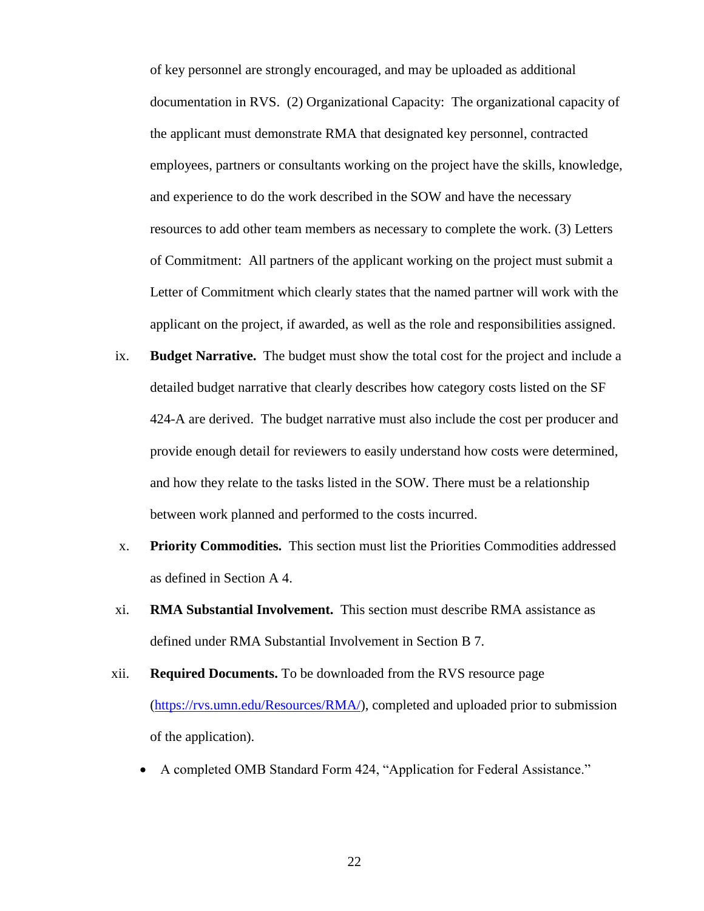of key personnel are strongly encouraged, and may be uploaded as additional documentation in RVS. (2) Organizational Capacity: The organizational capacity of the applicant must demonstrate RMA that designated key personnel, contracted employees, partners or consultants working on the project have the skills, knowledge, and experience to do the work described in the SOW and have the necessary resources to add other team members as necessary to complete the work. (3) Letters of Commitment: All partners of the applicant working on the project must submit a Letter of Commitment which clearly states that the named partner will work with the applicant on the project, if awarded, as well as the role and responsibilities assigned.

ix. **Budget Narrative.** The budget must show the total cost for the project and include a detailed budget narrative that clearly describes how category costs listed on the SF 424-A are derived. The budget narrative must also include the cost per producer and provide enough detail for reviewers to easily understand how costs were determined, and how they relate to the tasks listed in the SOW. There must be a relationship between work planned and performed to the costs incurred.

x. **Priority Commodities.** This section must list the Priorities Commodities addressed as defined in Section A 4.

xi. **RMA Substantial Involvement.** This section must describe RMA assistance as defined under RMA Substantial Involvement in Section B 7.

xii. **Required Documents.** To be downloaded from the RVS resource page (https://rvs.umn.edu/Resources/RMA/), completed and uploaded prior to submission of the application).

- A completed OMB Standard Form 424, "Application for Federal Assistance."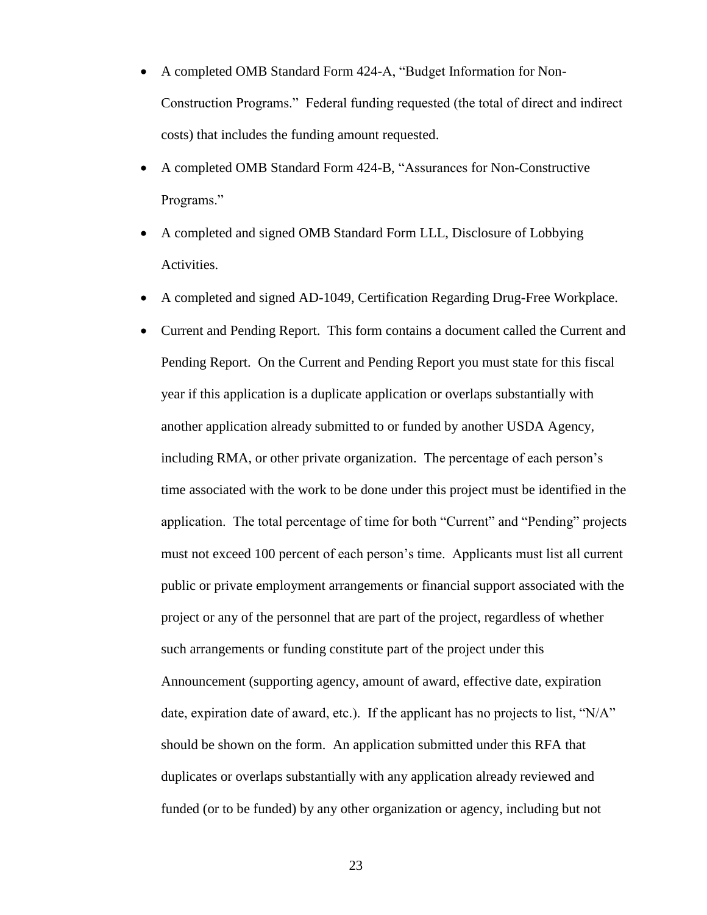- A completed OMB Standard Form 424-A, "Budget Information for Non-Construction Programs." Federal funding requested (the total of direct and indirect costs) that includes the funding amount requested.
- A completed OMB Standard Form 424-B, "Assurances for Non-Constructive Programs."
- A completed and signed OMB Standard Form LLL, Disclosure of Lobbying Activities.
- A completed and signed AD-1049, Certification Regarding Drug-Free Workplace.
- Current and Pending Report. This form contains a document called the Current and Pending Report. On the Current and Pending Report you must state for this fiscal year if this application is a duplicate application or overlaps substantially with another application already submitted to or funded by another USDA Agency, including RMA, or other private organization. The percentage of each person's time associated with the work to be done under this project must be identified in the application. The total percentage of time for both "Current" and "Pending" projects must not exceed 100 percent of each person's time. Applicants must list all current public or private employment arrangements or financial support associated with the project or any of the personnel that are part of the project, regardless of whether such arrangements or funding constitute part of the project under this Announcement (supporting agency, amount of award, effective date, expiration date, expiration date of award, etc.). If the applicant has no projects to list, "N/A" should be shown on the form. An application submitted under this RFA that duplicates or overlaps substantially with any application already reviewed and funded (or to be funded) by any other organization or agency, including but not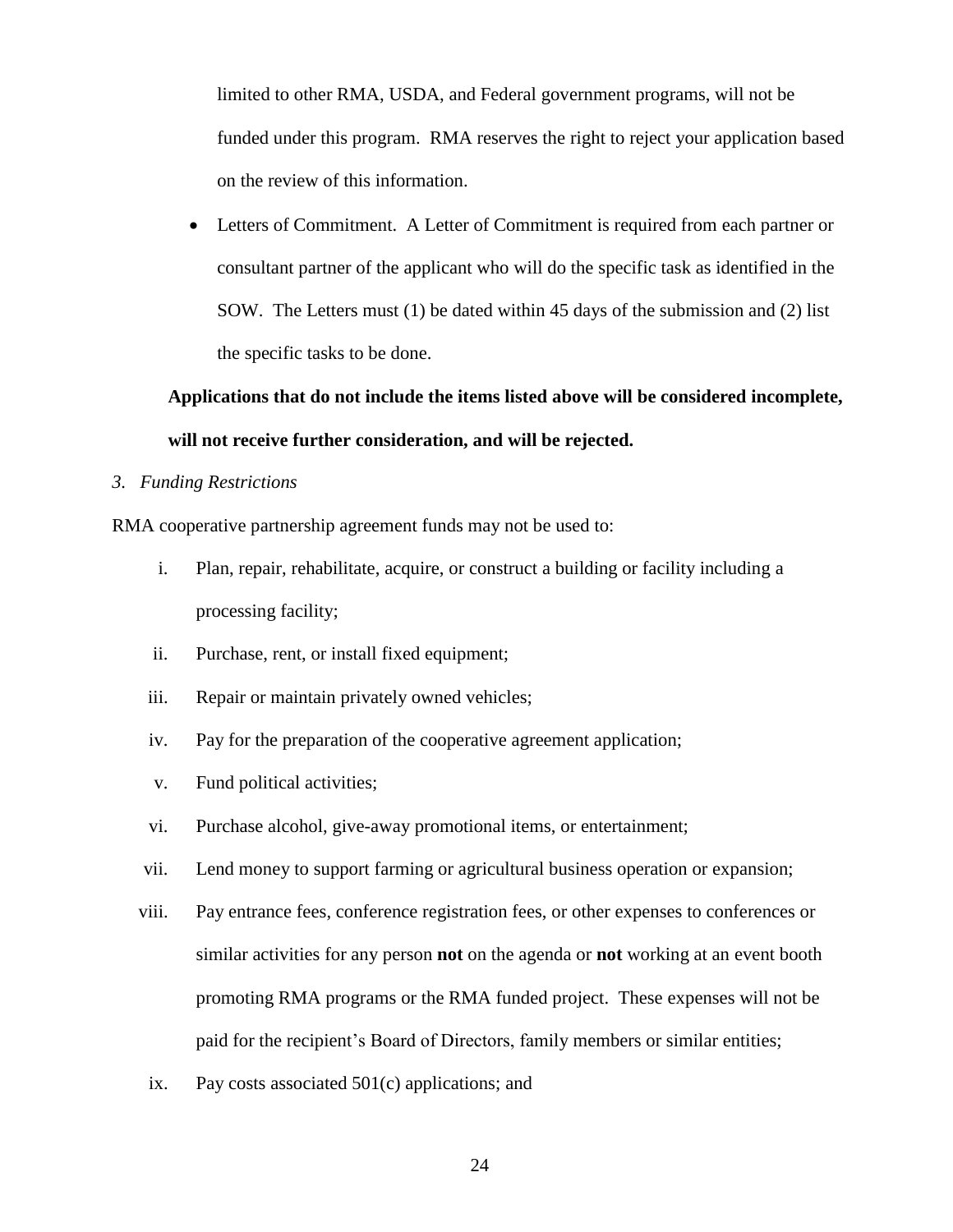limited to other RMA, USDA, and Federal government programs, will not be funded under this program. RMA reserves the right to reject your application based on the review of this information.

- Letters of Commitment. A Letter of Commitment is required from each partner or consultant partner of the applicant who will do the specific task as identified in the SOW. The Letters must (1) be dated within 45 days of the submission and (2) list the specific tasks to be done.

**Applications that do not include the items listed above will be considered incomplete, will not receive further consideration, and will be rejected.**

*3. Funding Restrictions*

RMA cooperative partnership agreement funds may not be used to:

i. Plan, repair, rehabilitate, acquire, or construct a building or facility including a processing facility;

ii. Purchase, rent, or install fixed equipment;

iii. Repair or maintain privately owned vehicles;

iv. Pay for the preparation of the cooperative agreement application;

v. Fund political activities;

vi. Purchase alcohol, give-away promotional items, or entertainment;

vii. Lend money to support farming or agricultural business operation or expansion;

viii. Pay entrance fees, conference registration fees, or other expenses to conferences or similar activities for any person **not** on the agenda or **not** working at an event booth promoting RMA programs or the RMA funded project. These expenses will not be paid for the recipient's Board of Directors, family members or similar entities;

ix. Pay costs associated 501(c) applications; and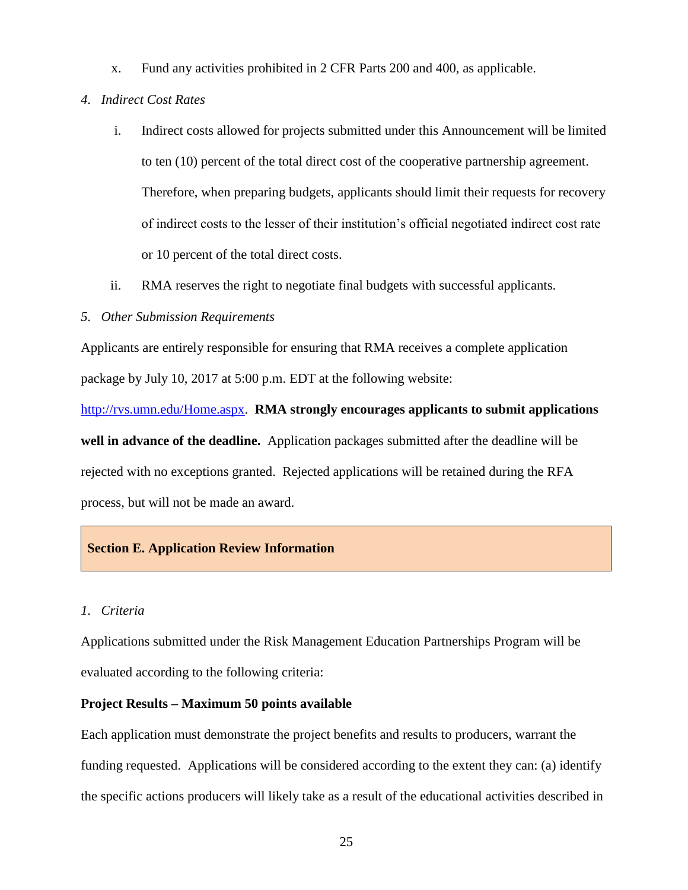x. Fund any activities prohibited in 2 CFR Parts 200 and 400, as applicable.

*4. Indirect Cost Rates*

i. Indirect costs allowed for projects submitted under this Announcement will be limited to ten (10) percent of the total direct cost of the cooperative partnership agreement. Therefore, when preparing budgets, applicants should limit their requests for recovery of indirect costs to the lesser of their institution's official negotiated indirect cost rate or 10 percent of the total direct costs.

ii. RMA reserves the right to negotiate final budgets with successful applicants.

*5. Other Submission Requirements*

Applicants are entirely responsible for ensuring that RMA receives a complete application package by July 10, 2017 at 5:00 p.m. EDT at the following website: [http://rvs.umn.edu/Home.aspx](http://rvs.umn.edu/Home.aspx). **RMA strongly encourages applicants to submit applications well in advance of the deadline.** Application packages submitted after the deadline will be rejected with no exceptions granted. Rejected applications will be retained during the RFA process, but will not be made an award.

## Section E. Application Review Information

*1. Criteria*

Applications submitted under the Risk Management Education Partnerships Program will be evaluated according to the following criteria:

**Project Results – Maximum 50 points available**

Each application must demonstrate the project benefits and results to producers, warrant the funding requested. Applications will be considered according to the extent they can: (a) identify the specific actions producers will likely take as a result of the educational activities described in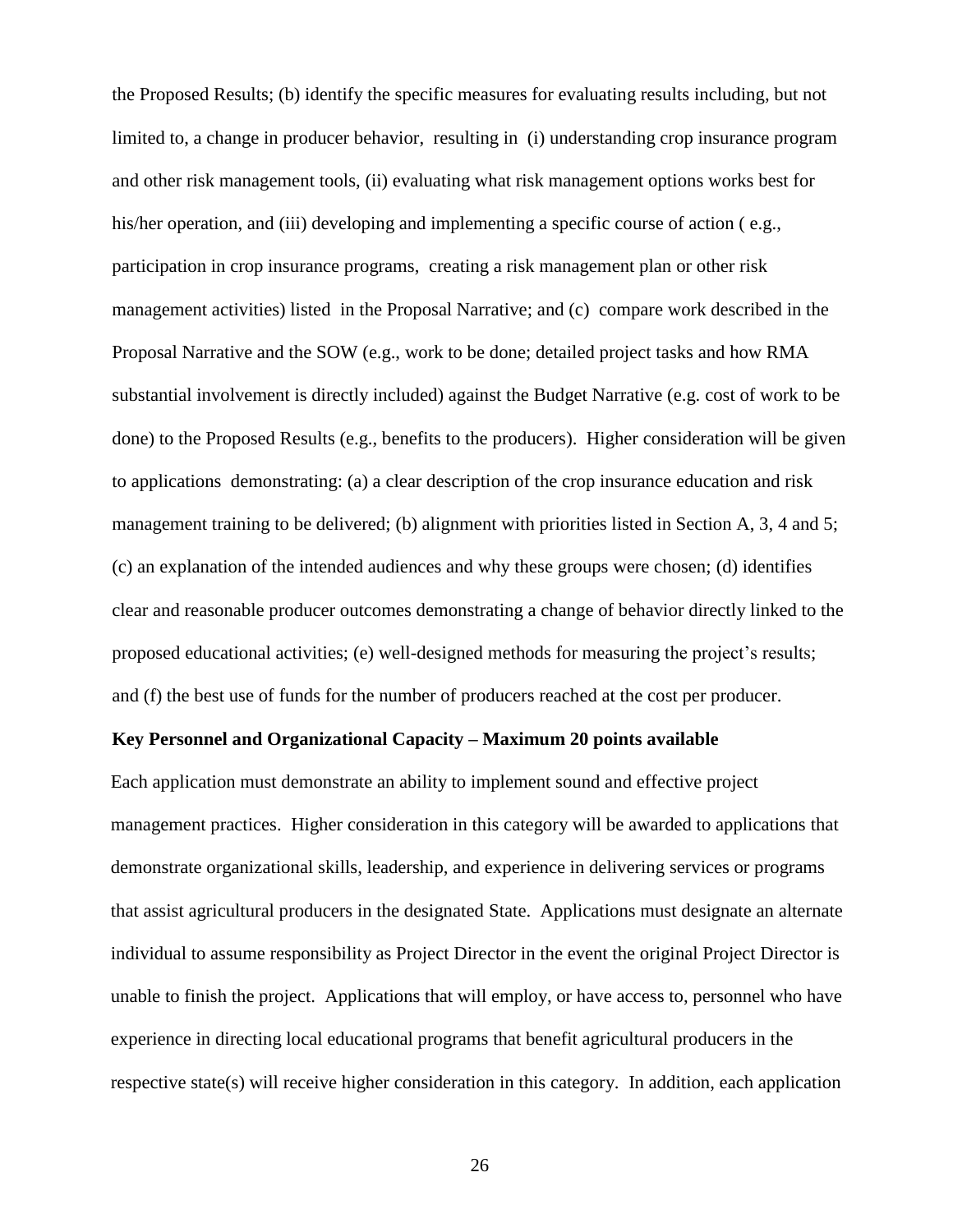the Proposed Results; (b) identify the specific measures for evaluating results including, but not limited to, a change in producer behavior, resulting in (i) understanding crop insurance program and other risk management tools, (ii) evaluating what risk management options works best for his/her operation, and (iii) developing and implementing a specific course of action ( e.g., participation in crop insurance programs, creating a risk management plan or other risk management activities) listed in the Proposal Narrative; and (c) compare work described in the Proposal Narrative and the SOW (e.g., work to be done; detailed project tasks and how RMA substantial involvement is directly included) against the Budget Narrative (e.g. cost of work to be done) to the Proposed Results (e.g., benefits to the producers). Higher consideration will be given to applications demonstrating: (a) a clear description of the crop insurance education and risk management training to be delivered; (b) alignment with priorities listed in Section A, 3, 4 and 5; (c) an explanation of the intended audiences and why these groups were chosen; (d) identifies clear and reasonable producer outcomes demonstrating a change of behavior directly linked to the proposed educational activities; (e) well-designed methods for measuring the project's results; and (f) the best use of funds for the number of producers reached at the cost per producer.

**Key Personnel and Organizational Capacity – Maximum 20 points available**

Each application must demonstrate an ability to implement sound and effective project management practices. Higher consideration in this category will be awarded to applications that demonstrate organizational skills, leadership, and experience in delivering services or programs that assist agricultural producers in the designated State. Applications must designate an alternate individual to assume responsibility as Project Director in the event the original Project Director is unable to finish the project. Applications that will employ, or have access to, personnel who have experience in directing local educational programs that benefit agricultural producers in the respective state(s) will receive higher consideration in this category. In addition, each application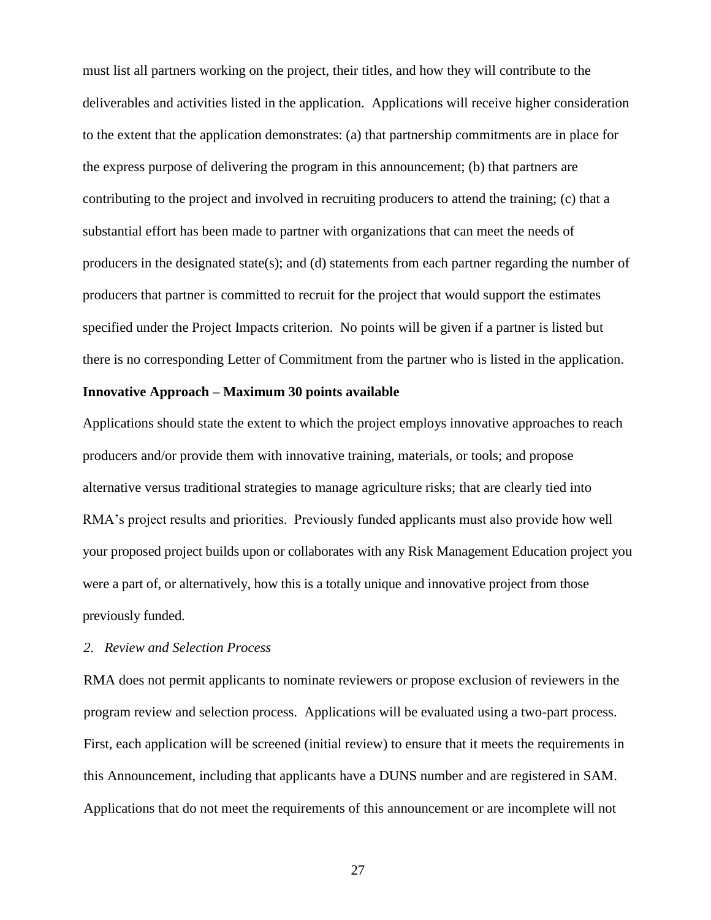must list all partners working on the project, their titles, and how they will contribute to the deliverables and activities listed in the application. Applications will receive higher consideration to the extent that the application demonstrates: (a) that partnership commitments are in place for the express purpose of delivering the program in this announcement; (b) that partners are contributing to the project and involved in recruiting producers to attend the training; (c) that a substantial effort has been made to partner with organizations that can meet the needs of producers in the designated state(s); and (d) statements from each partner regarding the number of producers that partner is committed to recruit for the project that would support the estimates specified under the Project Impacts criterion. No points will be given if a partner is listed but there is no corresponding Letter of Commitment from the partner who is listed in the application.

**Innovative Approach – Maximum 30 points available**

Applications should state the extent to which the project employs innovative approaches to reach producers and/or provide them with innovative training, materials, or tools; and propose alternative versus traditional strategies to manage agriculture risks; that are clearly tied into RMA's project results and priorities. Previously funded applicants must also provide how well your proposed project builds upon or collaborates with any Risk Management Education project you were a part of, or alternatively, how this is a totally unique and innovative project from those previously funded.

*2. Review and Selection Process*

RMA does not permit applicants to nominate reviewers or propose exclusion of reviewers in the program review and selection process. Applications will be evaluated using a two-part process. First, each application will be screened (initial review) to ensure that it meets the requirements in this Announcement, including that applicants have a DUNS number and are registered in SAM. Applications that do not meet the requirements of this announcement or are incomplete will not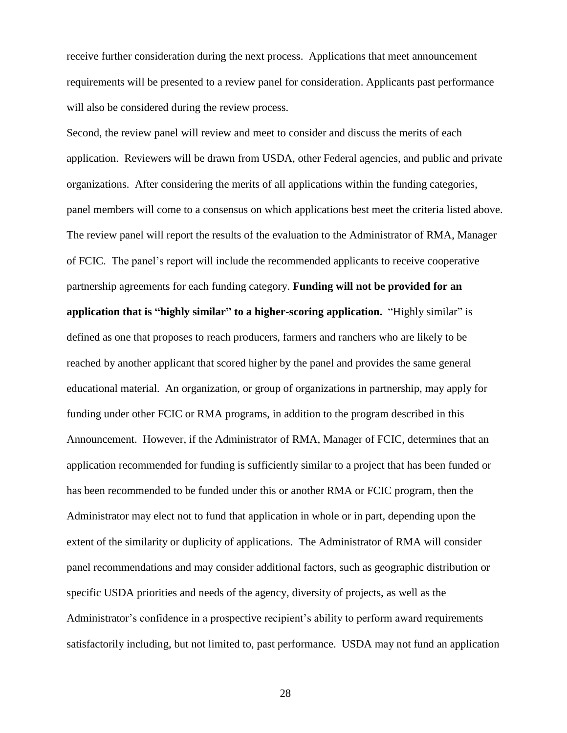receive further consideration during the next process. Applications that meet announcement requirements will be presented to a review panel for consideration. Applicants past performance will also be considered during the review process.

Second, the review panel will review and meet to consider and discuss the merits of each application. Reviewers will be drawn from USDA, other Federal agencies, and public and private organizations. After considering the merits of all applications within the funding categories, panel members will come to a consensus on which applications best meet the criteria listed above. The review panel will report the results of the evaluation to the Administrator of RMA, Manager of FCIC. The panel's report will include the recommended applicants to receive cooperative partnership agreements for each funding category. **Funding will not be provided for an application that is "highly similar" to a higher-scoring application.** "Highly similar" is defined as one that proposes to reach producers, farmers and ranchers who are likely to be reached by another applicant that scored higher by the panel and provides the same general educational material. An organization, or group of organizations in partnership, may apply for funding under other FCIC or RMA programs, in addition to the program described in this Announcement. However, if the Administrator of RMA, Manager of FCIC, determines that an application recommended for funding is sufficiently similar to a project that has been funded or has been recommended to be funded under this or another RMA or FCIC program, then the Administrator may elect not to fund that application in whole or in part, depending upon the extent of the similarity or duplicity of applications. The Administrator of RMA will consider panel recommendations and may consider additional factors, such as geographic distribution or specific USDA priorities and needs of the agency, diversity of projects, as well as the Administrator's confidence in a prospective recipient's ability to perform award requirements satisfactorily including, but not limited to, past performance. USDA may not fund an application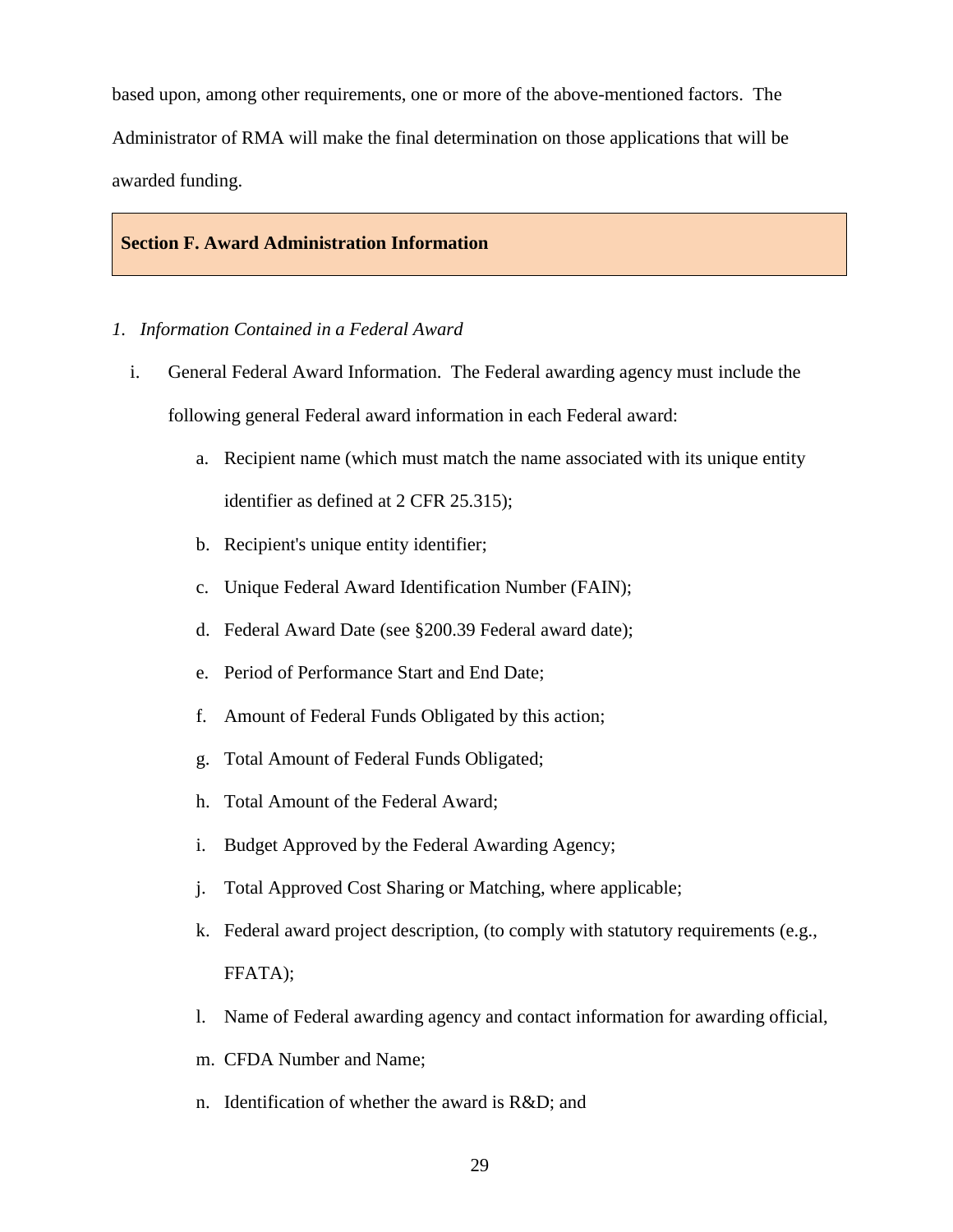based upon, among other requirements, one or more of the above-mentioned factors. The Administrator of RMA will make the final determination on those applications that will be awarded funding.

## Section F. Award Administration Information

*1. Information Contained in a Federal Award*

i. General Federal Award Information. The Federal awarding agency must include the following general Federal award information in each Federal award:

   a. Recipient name (which must match the name associated with its unique entity identifier as defined at 2 CFR 25.315);
   b. Recipient's unique entity identifier;
   c. Unique Federal Award Identification Number (FAIN);
   d. Federal Award Date (see §200.39 Federal award date);
   e. Period of Performance Start and End Date;
   f. Amount of Federal Funds Obligated by this action;
   g. Total Amount of Federal Funds Obligated;
   h. Total Amount of the Federal Award;
   i. Budget Approved by the Federal Awarding Agency;
   j. Total Approved Cost Sharing or Matching, where applicable;
   k. Federal award project description, (to comply with statutory requirements (e.g., FFATA);
   l. Name of Federal awarding agency and contact information for awarding official,
   m. CFDA Number and Name;
   n. Identification of whether the award is R&D; and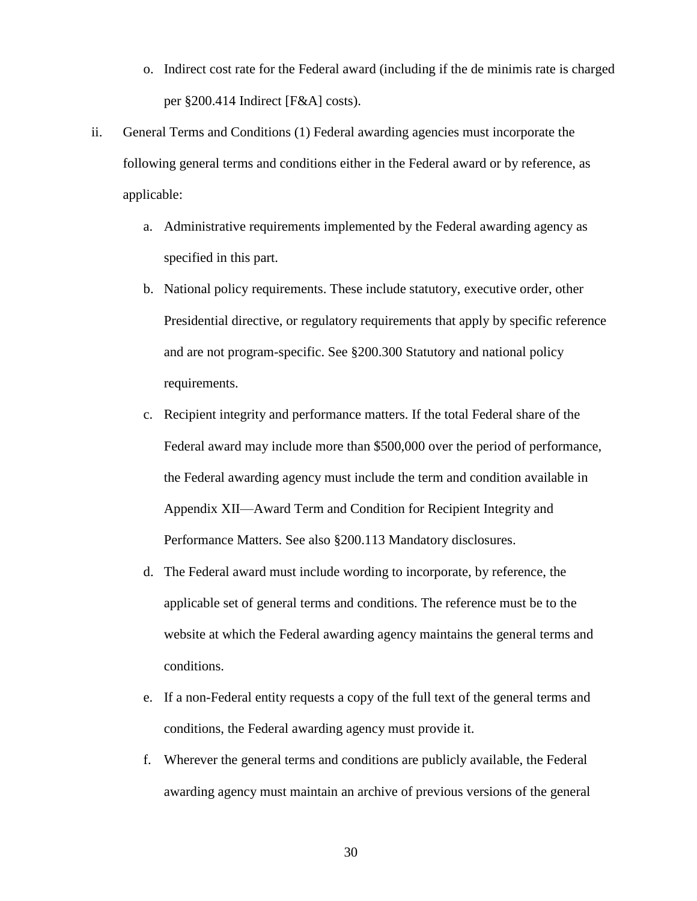o. Indirect cost rate for the Federal award (including if the de minimis rate is charged per §200.414 Indirect [F&A] costs).

ii. General Terms and Conditions (1) Federal awarding agencies must incorporate the following general terms and conditions either in the Federal award or by reference, as applicable:

   a. Administrative requirements implemented by the Federal awarding agency as specified in this part.

   b. National policy requirements. These include statutory, executive order, other Presidential directive, or regulatory requirements that apply by specific reference and are not program-specific. See §200.300 Statutory and national policy requirements.

   c. Recipient integrity and performance matters. If the total Federal share of the Federal award may include more than $500,000 over the period of performance, the Federal awarding agency must include the term and condition available in Appendix XII—Award Term and Condition for Recipient Integrity and Performance Matters. See also §200.113 Mandatory disclosures.

   d. The Federal award must include wording to incorporate, by reference, the applicable set of general terms and conditions. The reference must be to the website at which the Federal awarding agency maintains the general terms and conditions.

   e. If a non-Federal entity requests a copy of the full text of the general terms and conditions, the Federal awarding agency must provide it.

   f. Wherever the general terms and conditions are publicly available, the Federal awarding agency must maintain an archive of previous versions of the general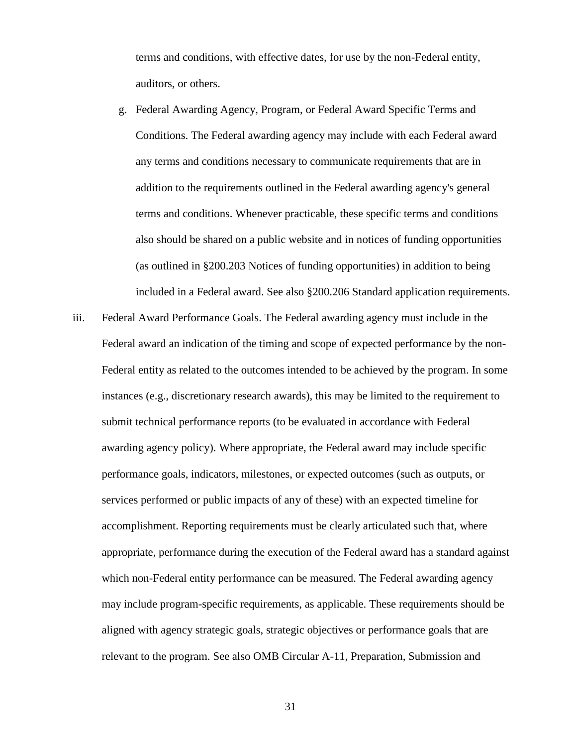terms and conditions, with effective dates, for use by the non-Federal entity, auditors, or others.

g. Federal Awarding Agency, Program, or Federal Award Specific Terms and Conditions. The Federal awarding agency may include with each Federal award any terms and conditions necessary to communicate requirements that are in addition to the requirements outlined in the Federal awarding agency's general terms and conditions. Whenever practicable, these specific terms and conditions also should be shared on a public website and in notices of funding opportunities (as outlined in §200.203 Notices of funding opportunities) in addition to being included in a Federal award. See also §200.206 Standard application requirements.

iii. Federal Award Performance Goals. The Federal awarding agency must include in the Federal award an indication of the timing and scope of expected performance by the non-Federal entity as related to the outcomes intended to be achieved by the program. In some instances (e.g., discretionary research awards), this may be limited to the requirement to submit technical performance reports (to be evaluated in accordance with Federal awarding agency policy). Where appropriate, the Federal award may include specific performance goals, indicators, milestones, or expected outcomes (such as outputs, or services performed or public impacts of any of these) with an expected timeline for accomplishment. Reporting requirements must be clearly articulated such that, where appropriate, performance during the execution of the Federal award has a standard against which non-Federal entity performance can be measured. The Federal awarding agency may include program-specific requirements, as applicable. These requirements should be aligned with agency strategic goals, strategic objectives or performance goals that are relevant to the program. See also OMB Circular A-11, Preparation, Submission and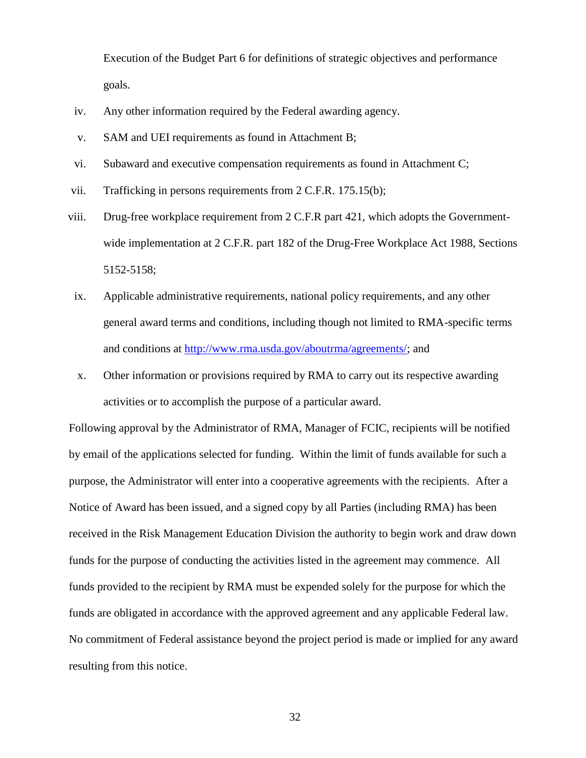Execution of the Budget Part 6 for definitions of strategic objectives and performance goals.

iv. Any other information required by the Federal awarding agency.

v. SAM and UEI requirements as found in Attachment B;

vi. Subaward and executive compensation requirements as found in Attachment C;

vii. Trafficking in persons requirements from 2 C.F.R. 175.15(b);

viii. Drug-free workplace requirement from 2 C.F.R part 421, which adopts the Government-wide implementation at 2 C.F.R. part 182 of the Drug-Free Workplace Act 1988, Sections 5152-5158;

ix. Applicable administrative requirements, national policy requirements, and any other general award terms and conditions, including though not limited to RMA-specific terms and conditions at [http://www.rma.usda.gov/aboutrma/agreements/](http://www.rma.usda.gov/aboutrma/agreements/); and

x. Other information or provisions required by RMA to carry out its respective awarding activities or to accomplish the purpose of a particular award.

Following approval by the Administrator of RMA, Manager of FCIC, recipients will be notified by email of the applications selected for funding. Within the limit of funds available for such a purpose, the Administrator will enter into a cooperative agreements with the recipients. After a Notice of Award has been issued, and a signed copy by all Parties (including RMA) has been received in the Risk Management Education Division the authority to begin work and draw down funds for the purpose of conducting the activities listed in the agreement may commence. All funds provided to the recipient by RMA must be expended solely for the purpose for which the funds are obligated in accordance with the approved agreement and any applicable Federal law. No commitment of Federal assistance beyond the project period is made or implied for any award resulting from this notice.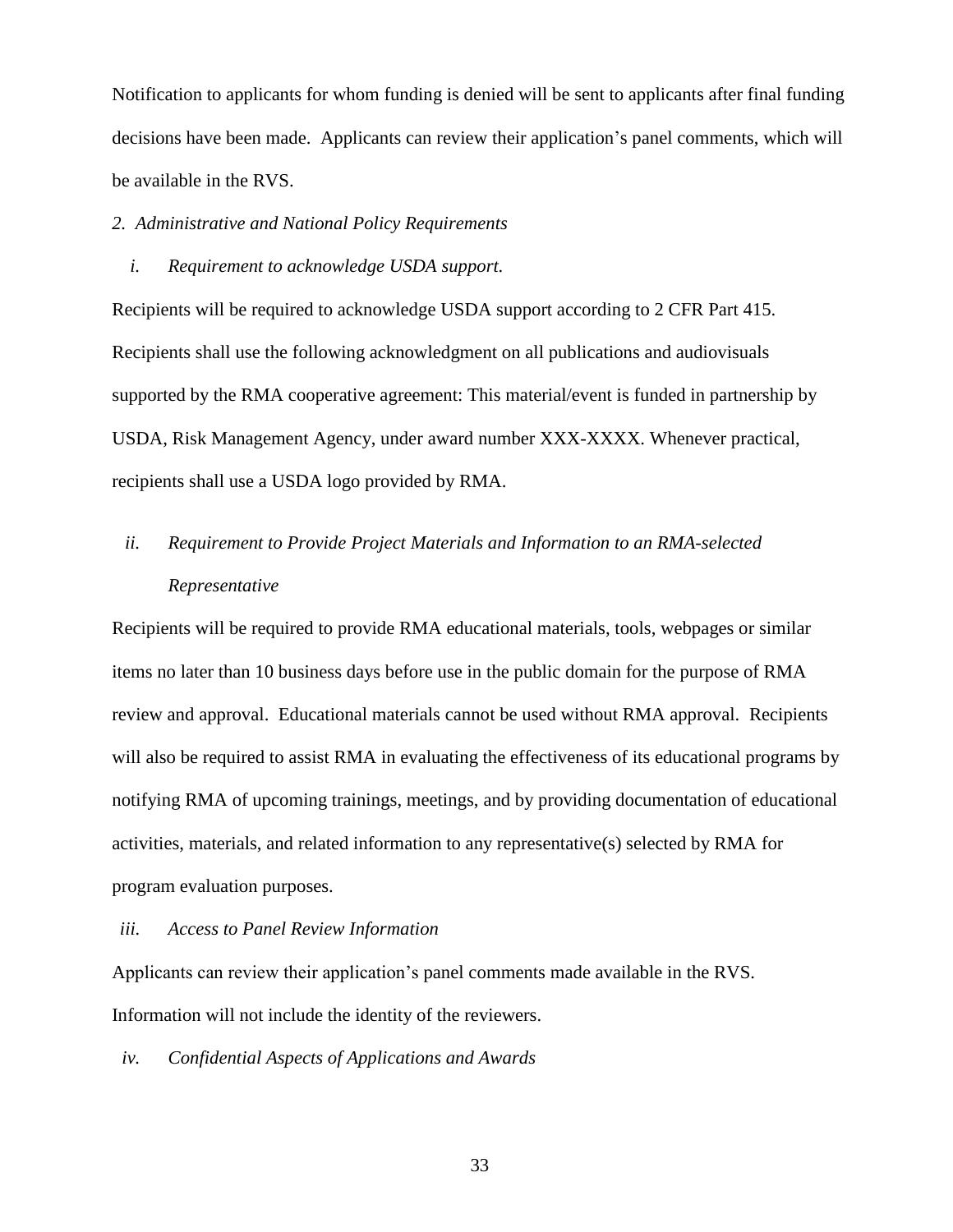Notification to applicants for whom funding is denied will be sent to applicants after final funding decisions have been made. Applicants can review their application's panel comments, which will be available in the RVS.

*2. Administrative and National Policy Requirements*

*i. Requirement to acknowledge USDA support.*

Recipients will be required to acknowledge USDA support according to 2 CFR Part 415. Recipients shall use the following acknowledgment on all publications and audiovisuals supported by the RMA cooperative agreement: This material/event is funded in partnership by USDA, Risk Management Agency, under award number XXX-XXXX. Whenever practical, recipients shall use a USDA logo provided by RMA.

*ii. Requirement to Provide Project Materials and Information to an RMA-selected Representative*

Recipients will be required to provide RMA educational materials, tools, webpages or similar items no later than 10 business days before use in the public domain for the purpose of RMA review and approval. Educational materials cannot be used without RMA approval. Recipients will also be required to assist RMA in evaluating the effectiveness of its educational programs by notifying RMA of upcoming trainings, meetings, and by providing documentation of educational activities, materials, and related information to any representative(s) selected by RMA for program evaluation purposes.

*iii. Access to Panel Review Information*

Applicants can review their application's panel comments made available in the RVS. Information will not include the identity of the reviewers.

*iv. Confidential Aspects of Applications and Awards*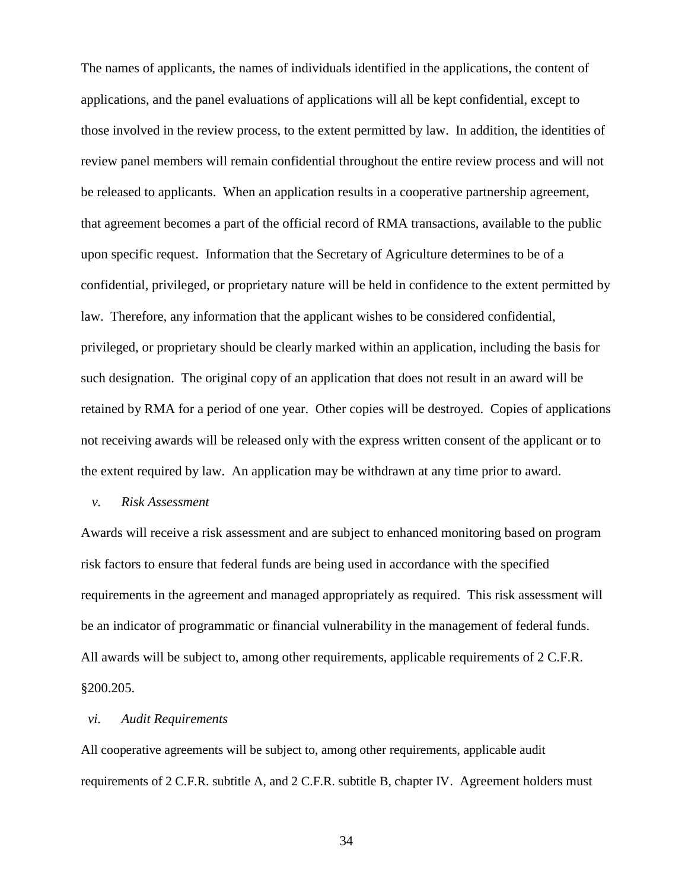The names of applicants, the names of individuals identified in the applications, the content of applications, and the panel evaluations of applications will all be kept confidential, except to those involved in the review process, to the extent permitted by law. In addition, the identities of review panel members will remain confidential throughout the entire review process and will not be released to applicants. When an application results in a cooperative partnership agreement, that agreement becomes a part of the official record of RMA transactions, available to the public upon specific request. Information that the Secretary of Agriculture determines to be of a confidential, privileged, or proprietary nature will be held in confidence to the extent permitted by law. Therefore, any information that the applicant wishes to be considered confidential, privileged, or proprietary should be clearly marked within an application, including the basis for such designation. The original copy of an application that does not result in an award will be retained by RMA for a period of one year. Other copies will be destroyed. Copies of applications not receiving awards will be released only with the express written consent of the applicant or to the extent required by law. An application may be withdrawn at any time prior to award.

*v. Risk Assessment*

Awards will receive a risk assessment and are subject to enhanced monitoring based on program risk factors to ensure that federal funds are being used in accordance with the specified requirements in the agreement and managed appropriately as required. This risk assessment will be an indicator of programmatic or financial vulnerability in the management of federal funds. All awards will be subject to, among other requirements, applicable requirements of 2 C.F.R. §200.205.

*vi. Audit Requirements*

All cooperative agreements will be subject to, among other requirements, applicable audit requirements of 2 C.F.R. subtitle A, and 2 C.F.R. subtitle B, chapter IV. Agreement holders must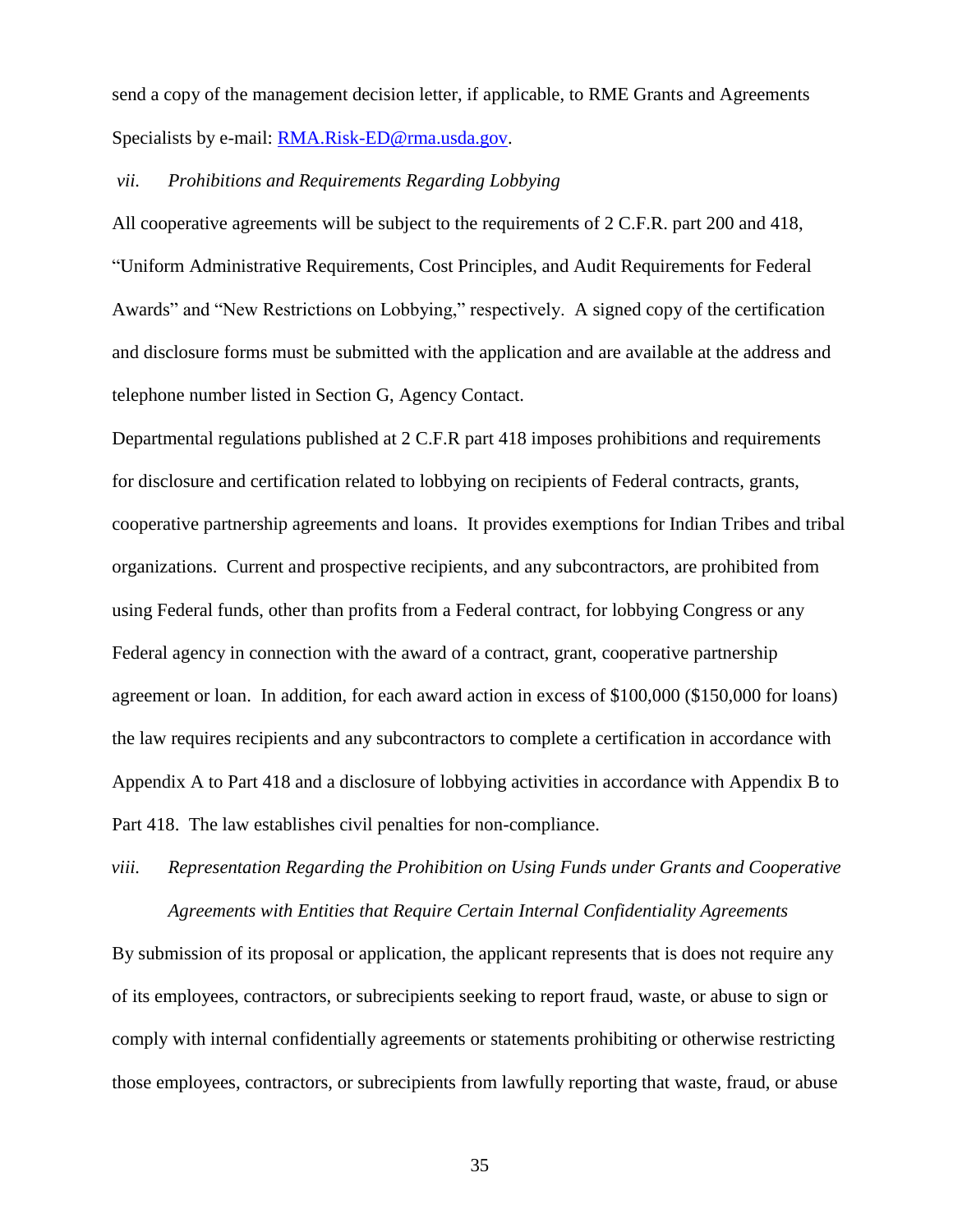send a copy of the management decision letter, if applicable, to RME Grants and Agreements Specialists by e-mail: RMA.Risk-ED@rma.usda.gov.

### *vii. Prohibitions and Requirements Regarding Lobbying*

All cooperative agreements will be subject to the requirements of 2 C.F.R. part 200 and 418, "Uniform Administrative Requirements, Cost Principles, and Audit Requirements for Federal Awards" and "New Restrictions on Lobbying," respectively. A signed copy of the certification and disclosure forms must be submitted with the application and are available at the address and telephone number listed in Section G, Agency Contact.

Departmental regulations published at 2 C.F.R part 418 imposes prohibitions and requirements for disclosure and certification related to lobbying on recipients of Federal contracts, grants, cooperative partnership agreements and loans. It provides exemptions for Indian Tribes and tribal organizations. Current and prospective recipients, and any subcontractors, are prohibited from using Federal funds, other than profits from a Federal contract, for lobbying Congress or any Federal agency in connection with the award of a contract, grant, cooperative partnership agreement or loan. In addition, for each award action in excess of $100,000 ($150,000 for loans) the law requires recipients and any subcontractors to complete a certification in accordance with Appendix A to Part 418 and a disclosure of lobbying activities in accordance with Appendix B to Part 418. The law establishes civil penalties for non-compliance.

### *viii. Representation Regarding the Prohibition on Using Funds under Grants and Cooperative Agreements with Entities that Require Certain Internal Confidentiality Agreements*

By submission of its proposal or application, the applicant represents that is does not require any of its employees, contractors, or subrecipients seeking to report fraud, waste, or abuse to sign or comply with internal confidentially agreements or statements prohibiting or otherwise restricting those employees, contractors, or subrecipients from lawfully reporting that waste, fraud, or abuse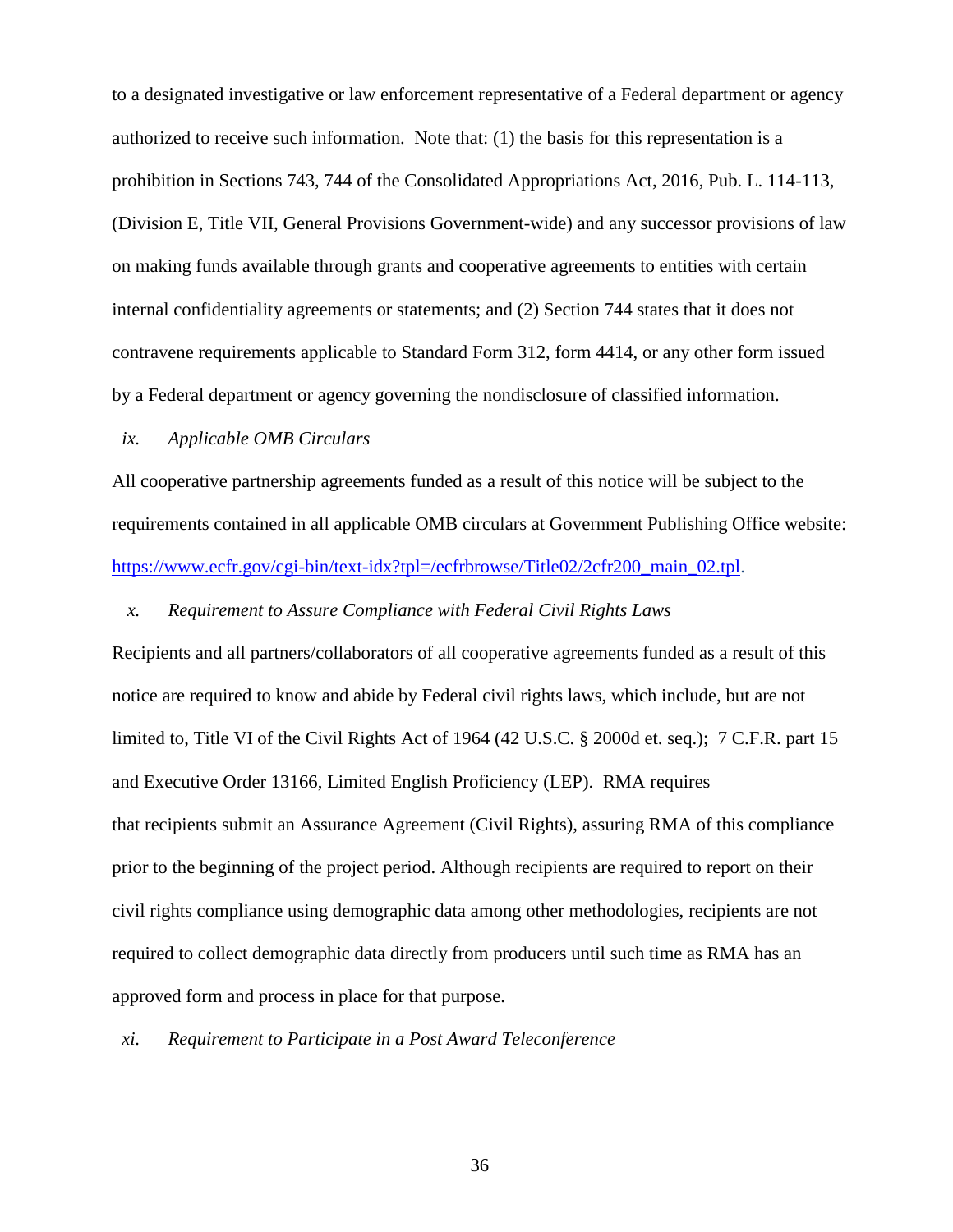to a designated investigative or law enforcement representative of a Federal department or agency authorized to receive such information. Note that: (1) the basis for this representation is a prohibition in Sections 743, 744 of the Consolidated Appropriations Act, 2016, Pub. L. 114-113, (Division E, Title VII, General Provisions Government-wide) and any successor provisions of law on making funds available through grants and cooperative agreements to entities with certain internal confidentiality agreements or statements; and (2) Section 744 states that it does not contravene requirements applicable to Standard Form 312, form 4414, or any other form issued by a Federal department or agency governing the nondisclosure of classified information.

*ix. Applicable OMB Circulars*

All cooperative partnership agreements funded as a result of this notice will be subject to the requirements contained in all applicable OMB circulars at Government Publishing Office website: [https://www.ecfr.gov/cgi-bin/text-idx?tpl=/ecfrbrowse/Title02/2cfr200_main_02.tpl](https://www.ecfr.gov/cgi-bin/text-idx?tpl=/ecfrbrowse/Title02/2cfr200_main_02.tpl).

*x. Requirement to Assure Compliance with Federal Civil Rights Laws*

Recipients and all partners/collaborators of all cooperative agreements funded as a result of this notice are required to know and abide by Federal civil rights laws, which include, but are not limited to, Title VI of the Civil Rights Act of 1964 (42 U.S.C. § 2000d et. seq.); 7 C.F.R. part 15 and Executive Order 13166, Limited English Proficiency (LEP). RMA requires that recipients submit an Assurance Agreement (Civil Rights), assuring RMA of this compliance prior to the beginning of the project period. Although recipients are required to report on their civil rights compliance using demographic data among other methodologies, recipients are not required to collect demographic data directly from producers until such time as RMA has an approved form and process in place for that purpose.

*xi. Requirement to Participate in a Post Award Teleconference*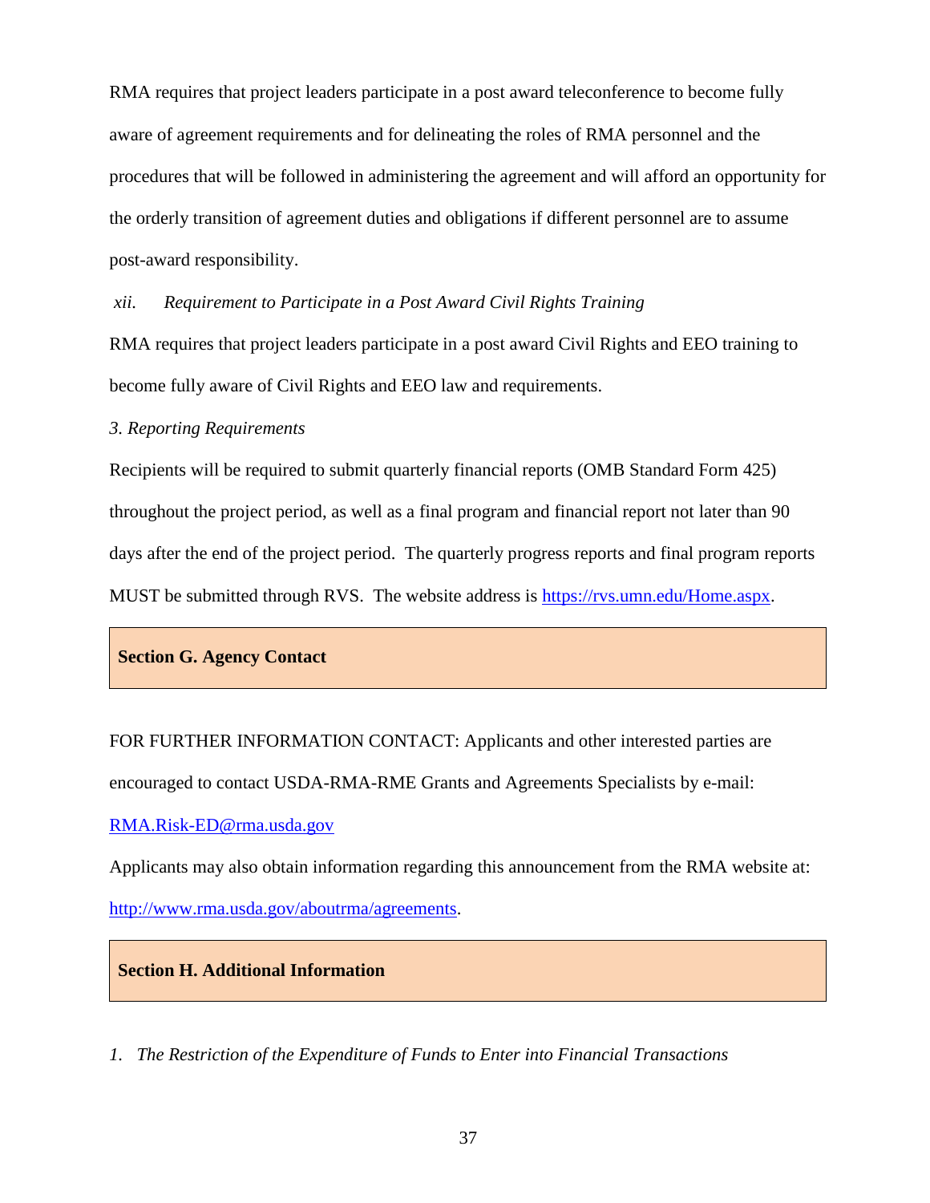RMA requires that project leaders participate in a post award teleconference to become fully aware of agreement requirements and for delineating the roles of RMA personnel and the procedures that will be followed in administering the agreement and will afford an opportunity for the orderly transition of agreement duties and obligations if different personnel are to assume post-award responsibility.

*xii. Requirement to Participate in a Post Award Civil Rights Training*

RMA requires that project leaders participate in a post award Civil Rights and EEO training to become fully aware of Civil Rights and EEO law and requirements.

*3. Reporting Requirements*

Recipients will be required to submit quarterly financial reports (OMB Standard Form 425) throughout the project period, as well as a final program and financial report not later than 90 days after the end of the project period. The quarterly progress reports and final program reports MUST be submitted through RVS. The website address is [https://rvs.umn.edu/Home.aspx](https://rvs.umn.edu/Home.aspx).

## Section G. Agency Contact

FOR FURTHER INFORMATION CONTACT: Applicants and other interested parties are encouraged to contact USDA-RMA-RME Grants and Agreements Specialists by e-mail: [RMA.Risk-ED@rma.usda.gov](mailto:RMA.Risk-ED@rma.usda.gov)

Applicants may also obtain information regarding this announcement from the RMA website at: [http://www.rma.usda.gov/aboutrma/agreements](http://www.rma.usda.gov/aboutrma/agreements).

## Section H. Additional Information

*1. The Restriction of the Expenditure of Funds to Enter into Financial Transactions*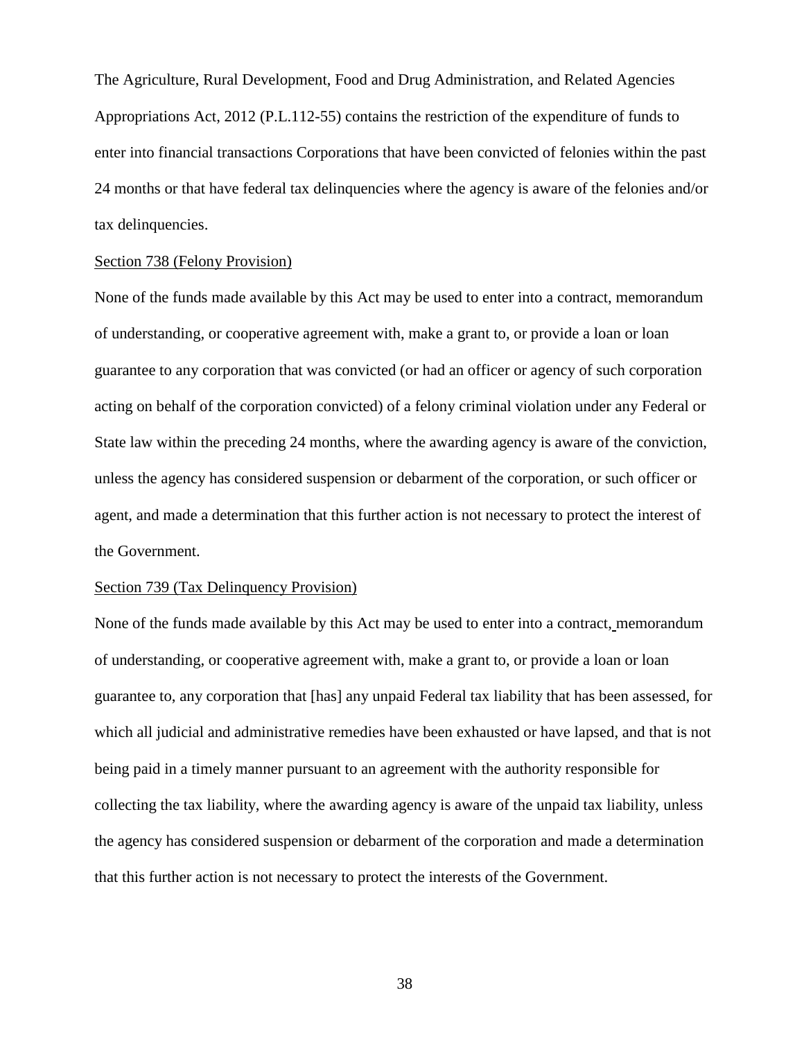The Agriculture, Rural Development, Food and Drug Administration, and Related Agencies Appropriations Act, 2012 (P.L.112-55) contains the restriction of the expenditure of funds to enter into financial transactions Corporations that have been convicted of felonies within the past 24 months or that have federal tax delinquencies where the agency is aware of the felonies and/or tax delinquencies.

Section 738 (Felony Provision)

None of the funds made available by this Act may be used to enter into a contract, memorandum of understanding, or cooperative agreement with, make a grant to, or provide a loan or loan guarantee to any corporation that was convicted (or had an officer or agency of such corporation acting on behalf of the corporation convicted) of a felony criminal violation under any Federal or State law within the preceding 24 months, where the awarding agency is aware of the conviction, unless the agency has considered suspension or debarment of the corporation, or such officer or agent, and made a determination that this further action is not necessary to protect the interest of the Government.

Section 739 (Tax Delinquency Provision)

None of the funds made available by this Act may be used to enter into a contract, memorandum of understanding, or cooperative agreement with, make a grant to, or provide a loan or loan guarantee to, any corporation that [has] any unpaid Federal tax liability that has been assessed, for which all judicial and administrative remedies have been exhausted or have lapsed, and that is not being paid in a timely manner pursuant to an agreement with the authority responsible for collecting the tax liability, where the awarding agency is aware of the unpaid tax liability, unless the agency has considered suspension or debarment of the corporation and made a determination that this further action is not necessary to protect the interests of the Government.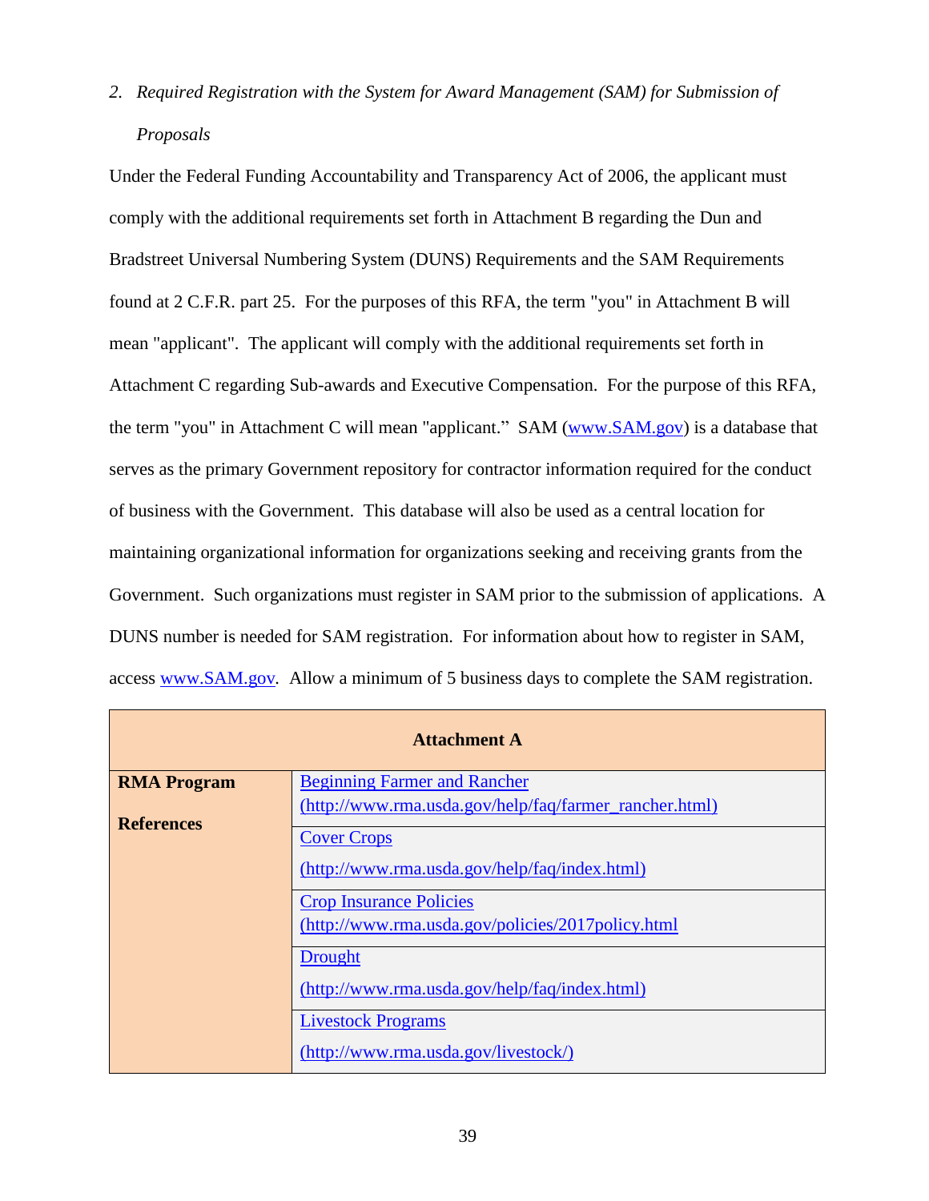*2. Required Registration with the System for Award Management (SAM) for Submission of Proposals*

Under the Federal Funding Accountability and Transparency Act of 2006, the applicant must comply with the additional requirements set forth in Attachment B regarding the Dun and Bradstreet Universal Numbering System (DUNS) Requirements and the SAM Requirements found at 2 C.F.R. part 25. For the purposes of this RFA, the term "you" in Attachment B will mean "applicant". The applicant will comply with the additional requirements set forth in Attachment C regarding Sub-awards and Executive Compensation. For the purpose of this RFA, the term "you" in Attachment C will mean "applicant." SAM (www.SAM.gov) is a database that serves as the primary Government repository for contractor information required for the conduct of business with the Government. This database will also be used as a central location for maintaining organizational information for organizations seeking and receiving grants from the Government. Such organizations must register in SAM prior to the submission of applications. A DUNS number is needed for SAM registration. For information about how to register in SAM, access www.SAM.gov. Allow a minimum of 5 business days to complete the SAM registration.

| Attachment A | |
|---|---|
| **RMA Program References** | Beginning Farmer and Rancher (http://www.rma.usda.gov/help/faq/farmer_rancher.html) |
| | Cover Crops (http://www.rma.usda.gov/help/faq/index.html) |
| | Crop Insurance Policies (http://www.rma.usda.gov/policies/2017policy.html |
| | Drought (http://www.rma.usda.gov/help/faq/index.html) |
| | Livestock Programs (http://www.rma.usda.gov/livestock/) |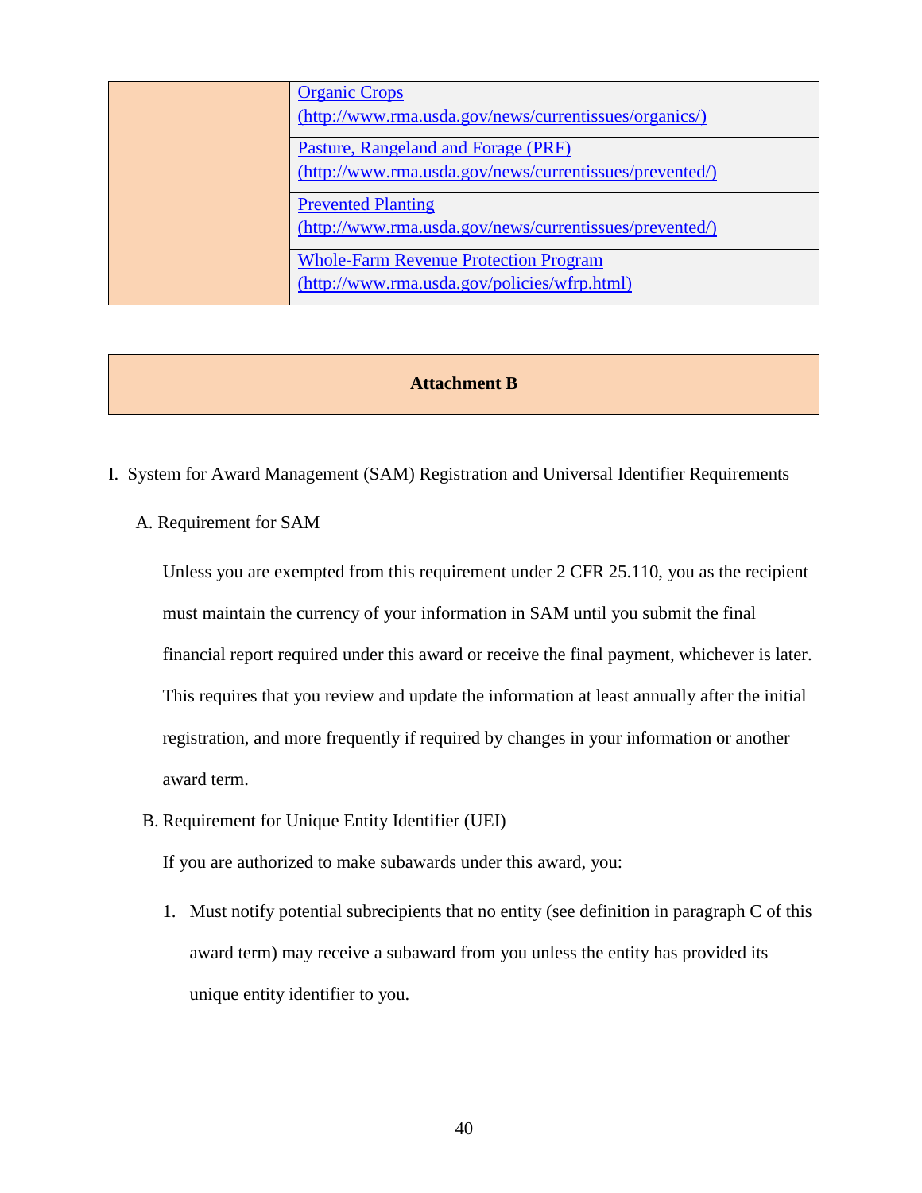| | |
|---|---|
| | [Organic Crops (http://www.rma.usda.gov/news/currentissues/organics/)](http://www.rma.usda.gov/news/currentissues/organics/) |
| | [Pasture, Rangeland and Forage (PRF) (http://www.rma.usda.gov/news/currentissues/prevented/)](http://www.rma.usda.gov/news/currentissues/prevented/) |
| | [Prevented Planting (http://www.rma.usda.gov/news/currentissues/prevented/)](http://www.rma.usda.gov/news/currentissues/prevented/) |
| | [Whole-Farm Revenue Protection Program (http://www.rma.usda.gov/policies/wfrp.html)](http://www.rma.usda.gov/policies/wfrp.html) |

## Attachment B

I. System for Award Management (SAM) Registration and Universal Identifier Requirements

A. Requirement for SAM

Unless you are exempted from this requirement under 2 CFR 25.110, you as the recipient must maintain the currency of your information in SAM until you submit the final financial report required under this award or receive the final payment, whichever is later. This requires that you review and update the information at least annually after the initial registration, and more frequently if required by changes in your information or another award term.

B. Requirement for Unique Entity Identifier (UEI)

If you are authorized to make subawards under this award, you:

1. Must notify potential subrecipients that no entity (see definition in paragraph C of this award term) may receive a subaward from you unless the entity has provided its unique entity identifier to you.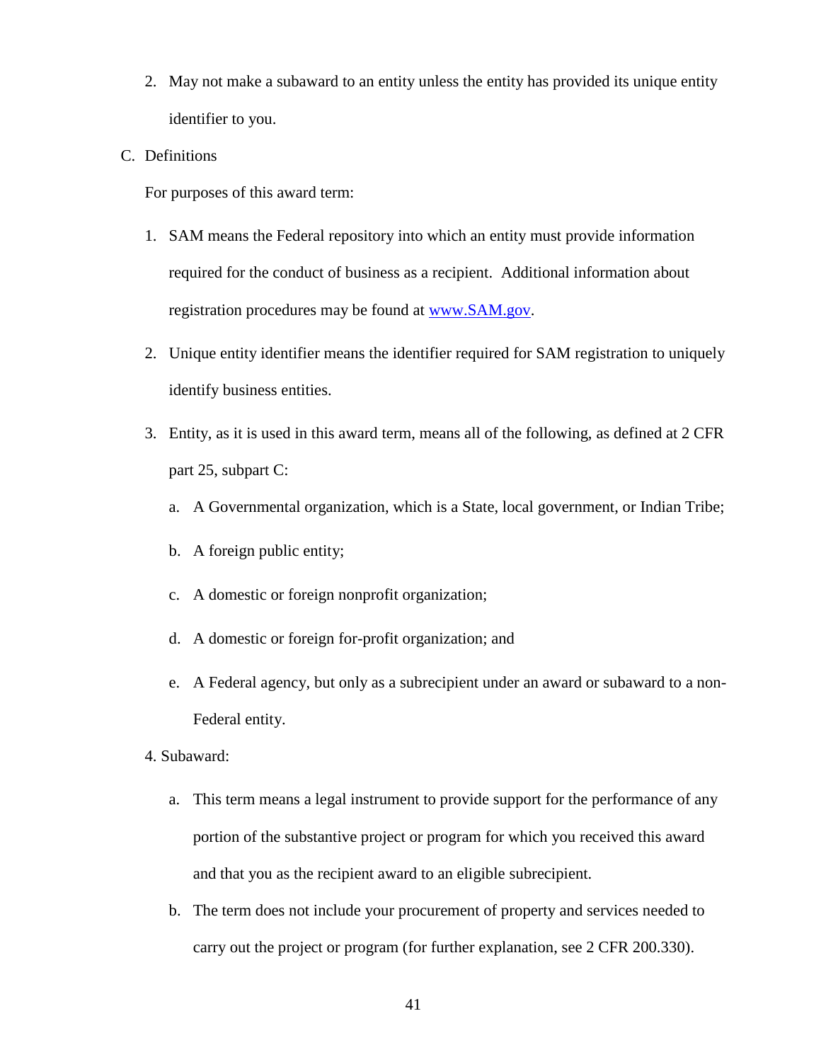2. May not make a subaward to an entity unless the entity has provided its unique entity identifier to you.

C. Definitions

For purposes of this award term:

1. SAM means the Federal repository into which an entity must provide information required for the conduct of business as a recipient. Additional information about registration procedures may be found at [www.SAM.gov](http://www.SAM.gov).

2. Unique entity identifier means the identifier required for SAM registration to uniquely identify business entities.

3. Entity, as it is used in this award term, means all of the following, as defined at 2 CFR part 25, subpart C:

   a. A Governmental organization, which is a State, local government, or Indian Tribe;

   b. A foreign public entity;

   c. A domestic or foreign nonprofit organization;

   d. A domestic or foreign for-profit organization; and

   e. A Federal agency, but only as a subrecipient under an award or subaward to a non-Federal entity.

4. Subaward:

   a. This term means a legal instrument to provide support for the performance of any portion of the substantive project or program for which you received this award and that you as the recipient award to an eligible subrecipient.

   b. The term does not include your procurement of property and services needed to carry out the project or program (for further explanation, see 2 CFR 200.330).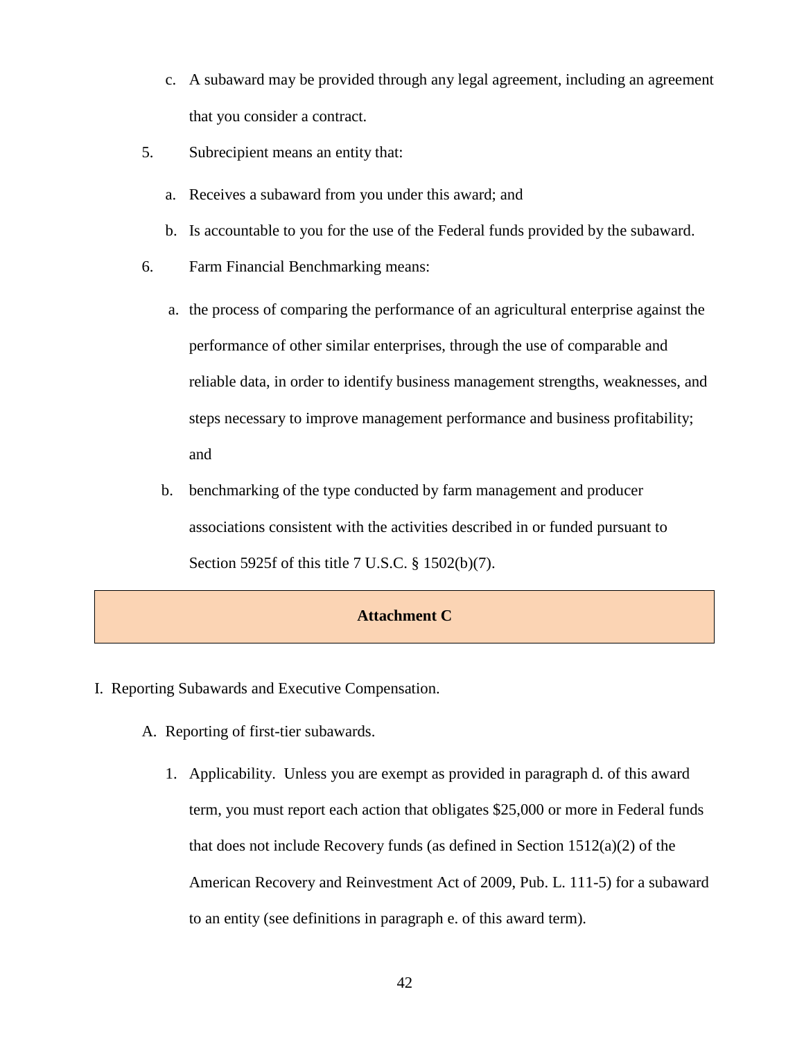c. A subaward may be provided through any legal agreement, including an agreement that you consider a contract.

5. Subrecipient means an entity that:

   a. Receives a subaward from you under this award; and

   b. Is accountable to you for the use of the Federal funds provided by the subaward.

6. Farm Financial Benchmarking means:

   a. the process of comparing the performance of an agricultural enterprise against the performance of other similar enterprises, through the use of comparable and reliable data, in order to identify business management strengths, weaknesses, and steps necessary to improve management performance and business profitability; and

   b. benchmarking of the type conducted by farm management and producer associations consistent with the activities described in or funded pursuant to Section 5925f of this title 7 U.S.C. § 1502(b)(7).

## Attachment C

I. Reporting Subawards and Executive Compensation.

A. Reporting of first-tier subawards.

1. Applicability. Unless you are exempt as provided in paragraph d. of this award term, you must report each action that obligates $25,000 or more in Federal funds that does not include Recovery funds (as defined in Section 1512(a)(2) of the American Recovery and Reinvestment Act of 2009, Pub. L. 111-5) for a subaward to an entity (see definitions in paragraph e. of this award term).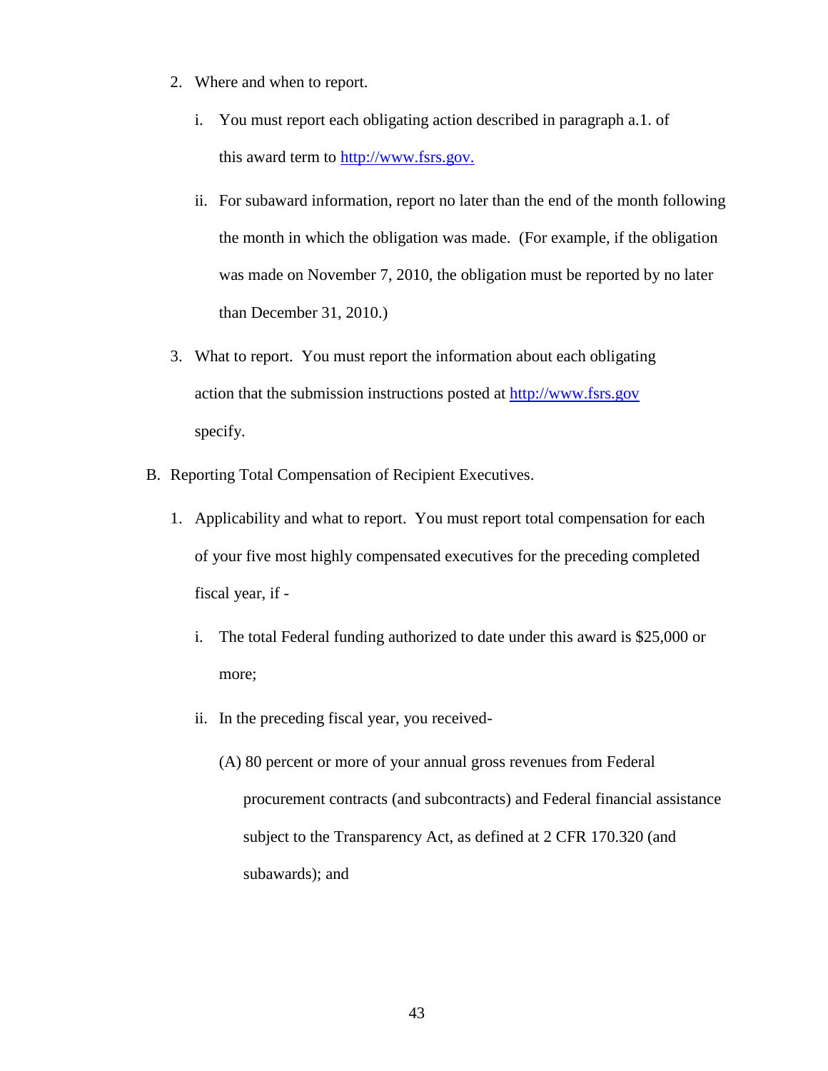2. Where and when to report.

   i. You must report each obligating action described in paragraph a.1. of this award term to [http://www.fsrs.gov.](http://www.fsrs.gov)

   ii. For subaward information, report no later than the end of the month following the month in which the obligation was made. (For example, if the obligation was made on November 7, 2010, the obligation must be reported by no later than December 31, 2010.)

3. What to report. You must report the information about each obligating action that the submission instructions posted at [http://www.fsrs.gov](http://www.fsrs.gov) specify.

B. Reporting Total Compensation of Recipient Executives.

   1. Applicability and what to report. You must report total compensation for each of your five most highly compensated executives for the preceding completed fiscal year, if -

      i. The total Federal funding authorized to date under this award is $25,000 or more;

      ii. In the preceding fiscal year, you received-

         (A) 80 percent or more of your annual gross revenues from Federal procurement contracts (and subcontracts) and Federal financial assistance subject to the Transparency Act, as defined at 2 CFR 170.320 (and subawards); and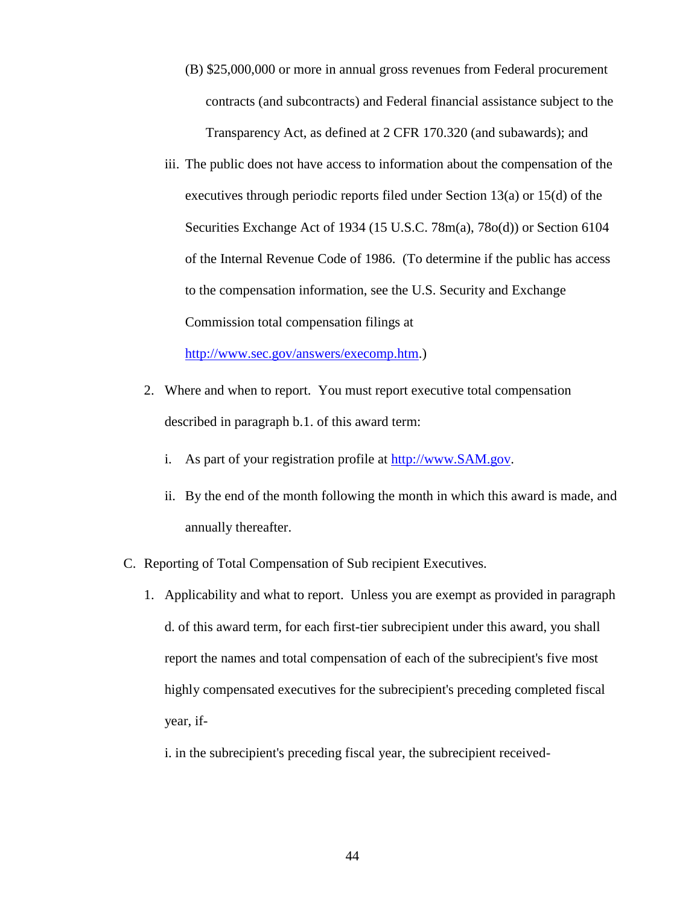(B) $25,000,000 or more in annual gross revenues from Federal procurement contracts (and subcontracts) and Federal financial assistance subject to the Transparency Act, as defined at 2 CFR 170.320 (and subawards); and

iii. The public does not have access to information about the compensation of the executives through periodic reports filed under Section 13(a) or 15(d) of the Securities Exchange Act of 1934 (15 U.S.C. 78m(a), 78o(d)) or Section 6104 of the Internal Revenue Code of 1986. (To determine if the public has access to the compensation information, see the U.S. Security and Exchange Commission total compensation filings at [http://www.sec.gov/answers/execomp.htm](http://www.sec.gov/answers/execomp.htm).)

2. Where and when to report. You must report executive total compensation described in paragraph b.1. of this award term:

   i. As part of your registration profile at [http://www.SAM.gov](http://www.SAM.gov).

   ii. By the end of the month following the month in which this award is made, and annually thereafter.

C. Reporting of Total Compensation of Sub recipient Executives.

1. Applicability and what to report. Unless you are exempt as provided in paragraph d. of this award term, for each first-tier subrecipient under this award, you shall report the names and total compensation of each of the subrecipient's five most highly compensated executives for the subrecipient's preceding completed fiscal year, if-

   i. in the subrecipient's preceding fiscal year, the subrecipient received-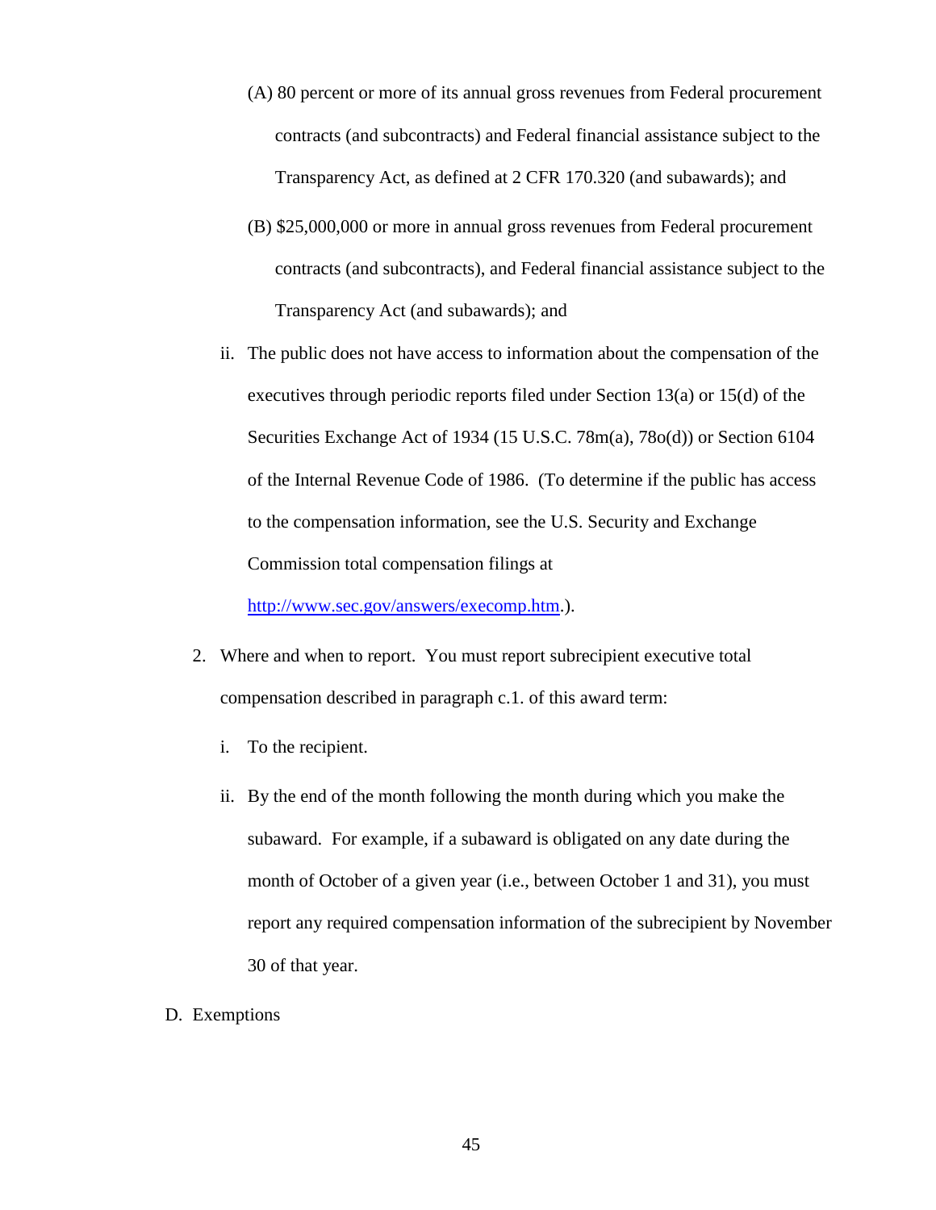(A) 80 percent or more of its annual gross revenues from Federal procurement contracts (and subcontracts) and Federal financial assistance subject to the Transparency Act, as defined at 2 CFR 170.320 (and subawards); and

(B) $25,000,000 or more in annual gross revenues from Federal procurement contracts (and subcontracts), and Federal financial assistance subject to the Transparency Act (and subawards); and

ii. The public does not have access to information about the compensation of the executives through periodic reports filed under Section 13(a) or 15(d) of the Securities Exchange Act of 1934 (15 U.S.C. 78m(a), 78o(d)) or Section 6104 of the Internal Revenue Code of 1986. (To determine if the public has access to the compensation information, see the U.S. Security and Exchange Commission total compensation filings at [http://www.sec.gov/answers/execomp.htm](http://www.sec.gov/answers/execomp.htm).).

2. Where and when to report. You must report subrecipient executive total compensation described in paragraph c.1. of this award term:

   i. To the recipient.

   ii. By the end of the month following the month during which you make the subaward. For example, if a subaward is obligated on any date during the month of October of a given year (i.e., between October 1 and 31), you must report any required compensation information of the subrecipient by November 30 of that year.

D. Exemptions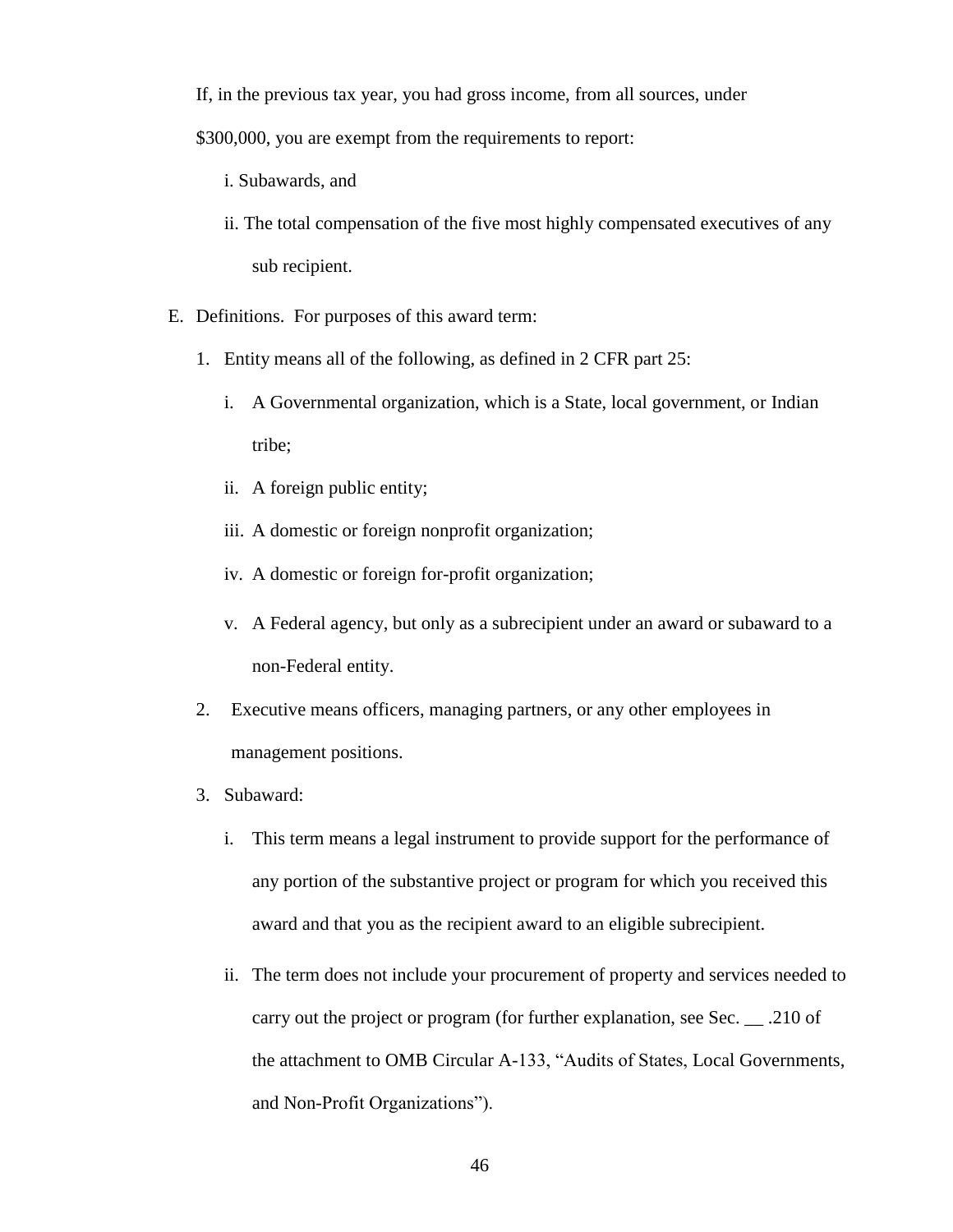If, in the previous tax year, you had gross income, from all sources, under $300,000, you are exempt from the requirements to report:

i. Subawards, and

ii. The total compensation of the five most highly compensated executives of any sub recipient.

E. Definitions. For purposes of this award term:

1. Entity means all of the following, as defined in 2 CFR part 25:

   i. A Governmental organization, which is a State, local government, or Indian tribe;

   ii. A foreign public entity;

   iii. A domestic or foreign nonprofit organization;

   iv. A domestic or foreign for-profit organization;

   v. A Federal agency, but only as a subrecipient under an award or subaward to a non-Federal entity.

2. Executive means officers, managing partners, or any other employees in management positions.

3. Subaward:

   i. This term means a legal instrument to provide support for the performance of any portion of the substantive project or program for which you received this award and that you as the recipient award to an eligible subrecipient.

   ii. The term does not include your procurement of property and services needed to carry out the project or program (for further explanation, see Sec. __ .210 of the attachment to OMB Circular A-133, "Audits of States, Local Governments, and Non-Profit Organizations").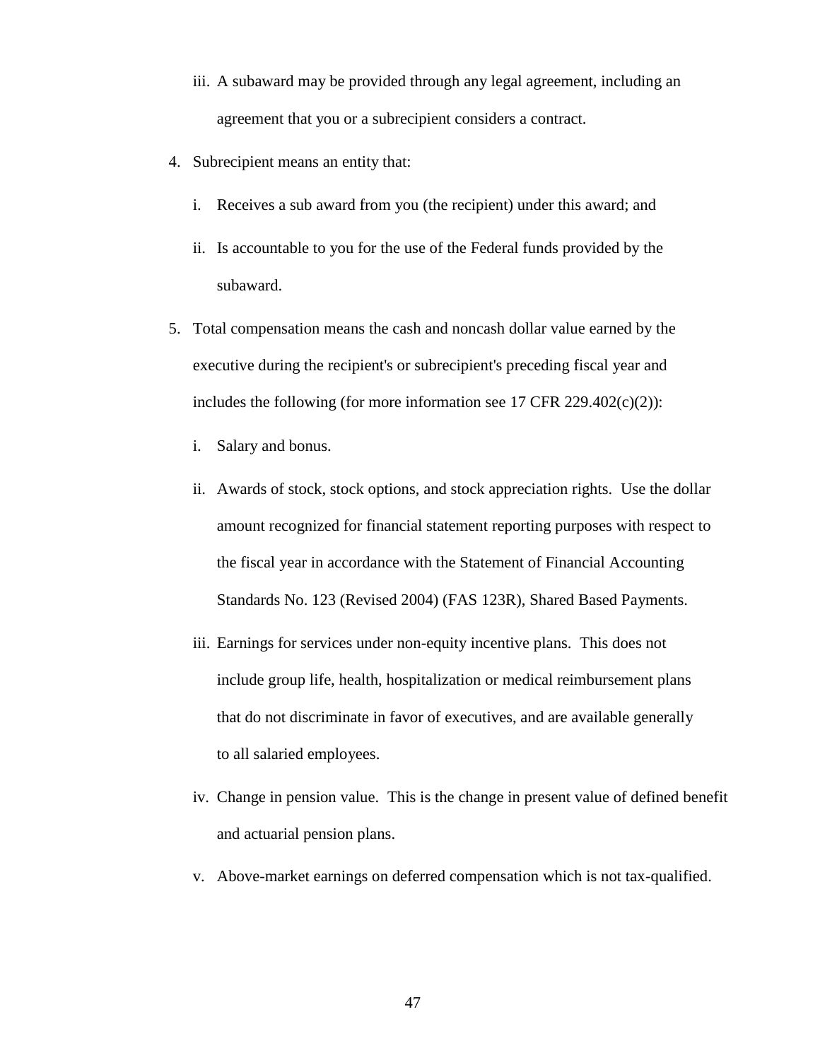iii. A subaward may be provided through any legal agreement, including an agreement that you or a subrecipient considers a contract.

4. Subrecipient means an entity that:

   i. Receives a sub award from you (the recipient) under this award; and

   ii. Is accountable to you for the use of the Federal funds provided by the subaward.

5. Total compensation means the cash and noncash dollar value earned by the executive during the recipient's or subrecipient's preceding fiscal year and includes the following (for more information see 17 CFR 229.402(c)(2)):

   i. Salary and bonus.

   ii. Awards of stock, stock options, and stock appreciation rights. Use the dollar amount recognized for financial statement reporting purposes with respect to the fiscal year in accordance with the Statement of Financial Accounting Standards No. 123 (Revised 2004) (FAS 123R), Shared Based Payments.

   iii. Earnings for services under non-equity incentive plans. This does not include group life, health, hospitalization or medical reimbursement plans that do not discriminate in favor of executives, and are available generally to all salaried employees.

   iv. Change in pension value. This is the change in present value of defined benefit and actuarial pension plans.

   v. Above-market earnings on deferred compensation which is not tax-qualified.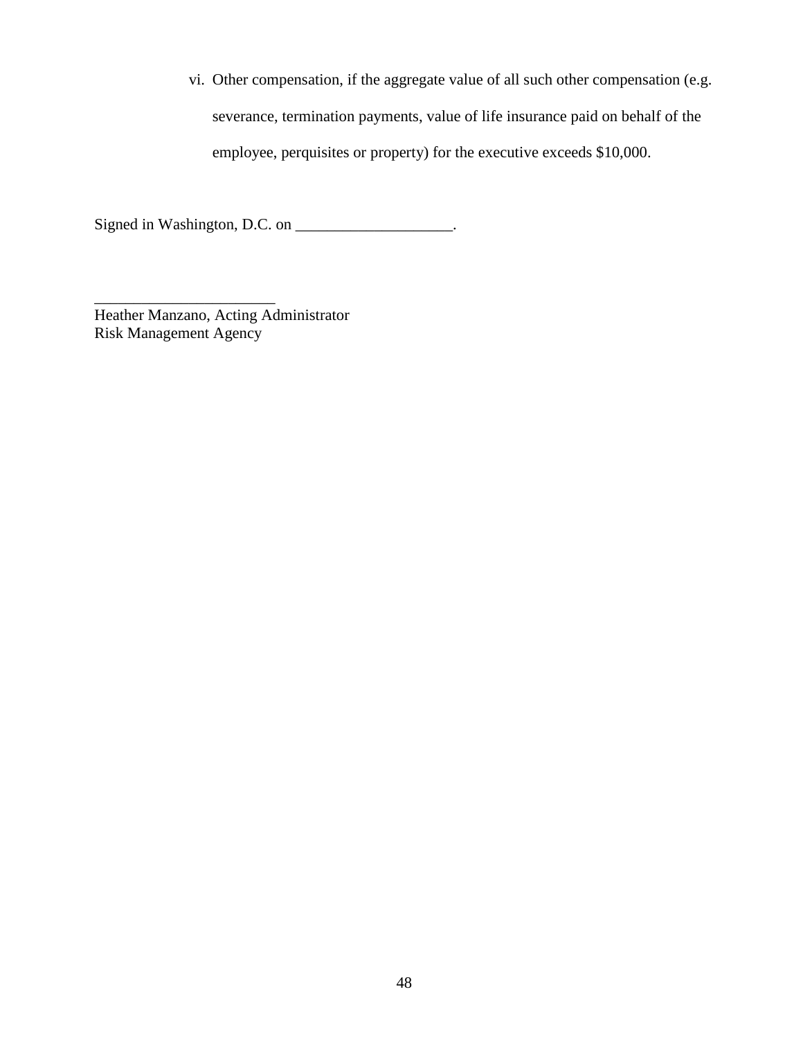vi. Other compensation, if the aggregate value of all such other compensation (e.g. severance, termination payments, value of life insurance paid on behalf of the employee, perquisites or property) for the executive exceeds $10,000.

Signed in Washington, D.C. on ____________________.

________________________

Heather Manzano, Acting Administrator
Risk Management Agency